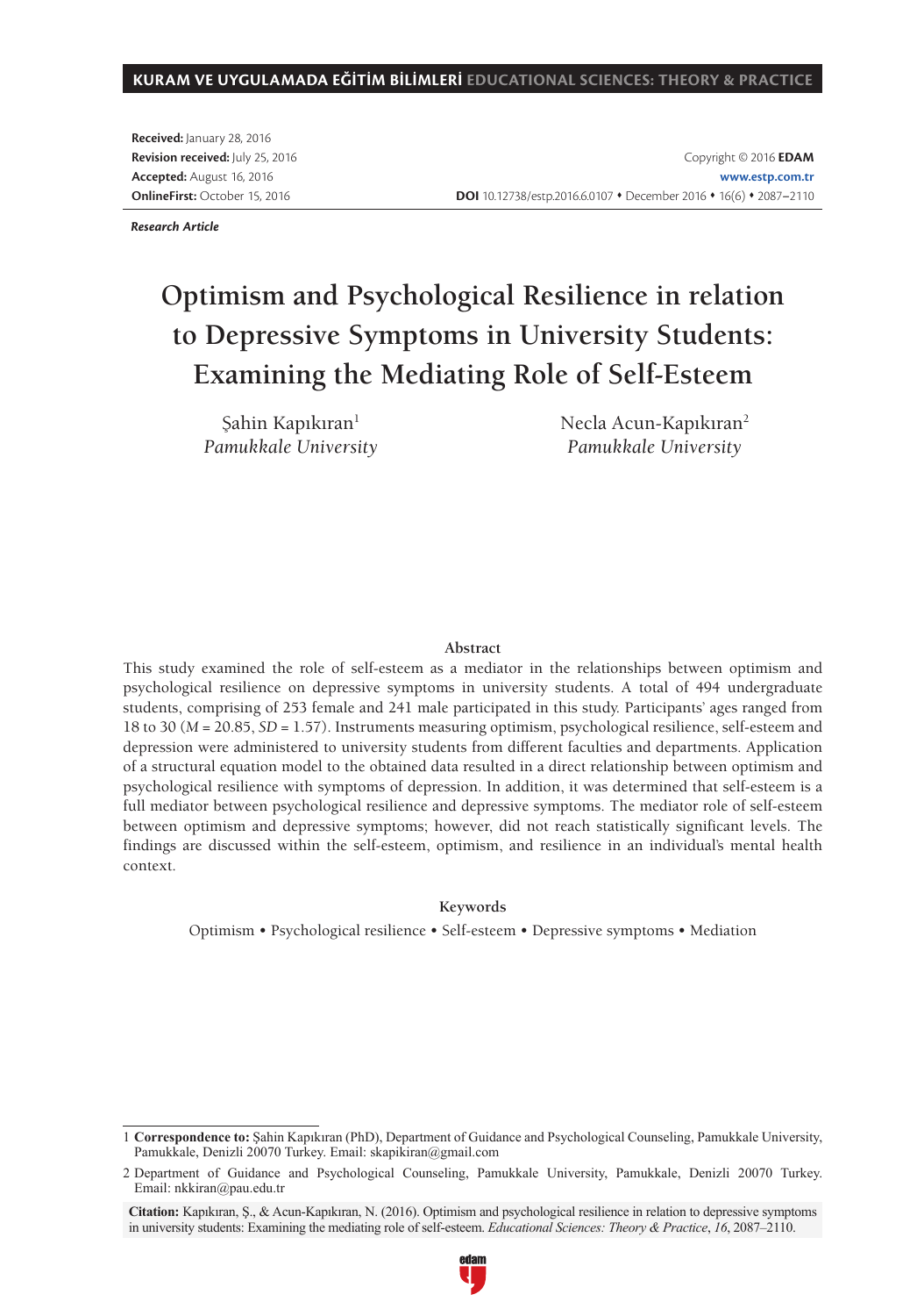**Received:** January 28, 2016
**Revision received:** July 25, 2016
**Accepted:** August 16, 2016
**OnlineFirst:** October 15, 2016

Copyright © 2016 **EDAM**
**www.estp.com.tr**
**DOI** 10.12738/estp.2016.6.0107 • December 2016 • 16(6) • 2087–2110

*Research Article*

# Optimism and Psychological Resilience in relation to Depressive Symptoms in University Students: Examining the Mediating Role of Self-Esteem

Şahin Kapıkıran[1]
*Pamukkale University*

Necla Acun-Kapıkıran[2]
*Pamukkale University*

## Abstract

This study examined the role of self-esteem as a mediator in the relationships between optimism and psychological resilience on depressive symptoms in university students. A total of 494 undergraduate students, comprising of 253 female and 241 male participated in this study. Participants' ages ranged from 18 to 30 ($M$ = 20.85, $SD$ = 1.57). Instruments measuring optimism, psychological resilience, self-esteem and depression were administered to university students from different faculties and departments. Application of a structural equation model to the obtained data resulted in a direct relationship between optimism and psychological resilience with symptoms of depression. In addition, it was determined that self-esteem is a full mediator between psychological resilience and depressive symptoms. The mediator role of self-esteem between optimism and depressive symptoms; however, did not reach statistically significant levels. The findings are discussed within the self-esteem, optimism, and resilience in an individual's mental health context.

## Keywords

Optimism • Psychological resilience • Self-esteem • Depressive symptoms • Mediation

1 **Correspondence to:** Şahin Kapıkıran (PhD), Department of Guidance and Psychological Counseling, Pamukkale University, Pamukkale, Denizli 20070 Turkey. Email: skapikiran@gmail.com

2 Department of Guidance and Psychological Counseling, Pamukkale University, Pamukkale, Denizli 20070 Turkey. Email: nkkiran@pau.edu.tr

**Citation:** Kapıkıran, Ş., & Acun-Kapıkıran, N. (2016). Optimism and psychological resilience in relation to depressive symptoms in university students: Examining the mediating role of self-esteem. *Educational Sciences: Theory & Practice*, *16*, 2087–2110.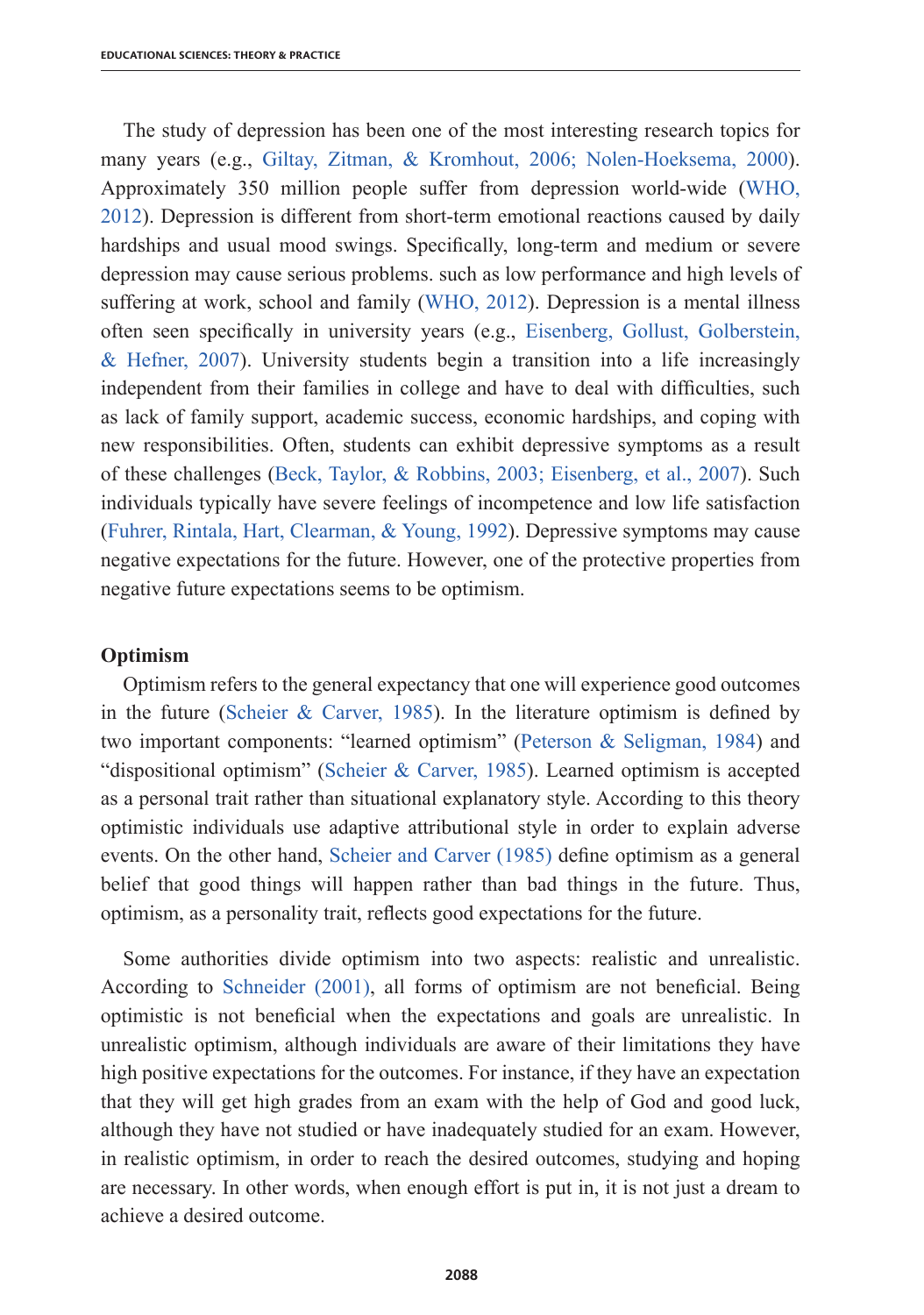The study of depression has been one of the most interesting research topics for many years (e.g., Giltay, Zitman, & Kromhout, 2006; Nolen-Hoeksema, 2000). Approximately 350 million people suffer from depression world-wide (WHO, 2012). Depression is different from short-term emotional reactions caused by daily hardships and usual mood swings. Specifically, long-term and medium or severe depression may cause serious problems. such as low performance and high levels of suffering at work, school and family (WHO, 2012). Depression is a mental illness often seen specifically in university years (e.g., Eisenberg, Gollust, Golberstein, & Hefner, 2007). University students begin a transition into a life increasingly independent from their families in college and have to deal with difficulties, such as lack of family support, academic success, economic hardships, and coping with new responsibilities. Often, students can exhibit depressive symptoms as a result of these challenges (Beck, Taylor, & Robbins, 2003; Eisenberg, et al., 2007). Such individuals typically have severe feelings of incompetence and low life satisfaction (Fuhrer, Rintala, Hart, Clearman, & Young, 1992). Depressive symptoms may cause negative expectations for the future. However, one of the protective properties from negative future expectations seems to be optimism.

## Optimism

Optimism refers to the general expectancy that one will experience good outcomes in the future (Scheier & Carver, 1985). In the literature optimism is defined by two important components: "learned optimism" (Peterson & Seligman, 1984) and "dispositional optimism" (Scheier & Carver, 1985). Learned optimism is accepted as a personal trait rather than situational explanatory style. According to this theory optimistic individuals use adaptive attributional style in order to explain adverse events. On the other hand, Scheier and Carver (1985) define optimism as a general belief that good things will happen rather than bad things in the future. Thus, optimism, as a personality trait, reflects good expectations for the future.

Some authorities divide optimism into two aspects: realistic and unrealistic. According to Schneider (2001), all forms of optimism are not beneficial. Being optimistic is not beneficial when the expectations and goals are unrealistic. In unrealistic optimism, although individuals are aware of their limitations they have high positive expectations for the outcomes. For instance, if they have an expectation that they will get high grades from an exam with the help of God and good luck, although they have not studied or have inadequately studied for an exam. However, in realistic optimism, in order to reach the desired outcomes, studying and hoping are necessary. In other words, when enough effort is put in, it is not just a dream to achieve a desired outcome.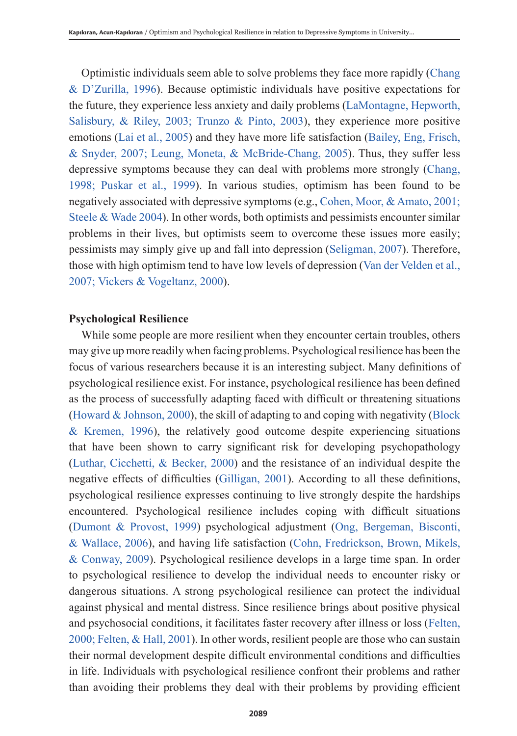Optimistic individuals seem able to solve problems they face more rapidly (Chang & D'Zurilla, 1996). Because optimistic individuals have positive expectations for the future, they experience less anxiety and daily problems (LaMontagne, Hepworth, Salisbury, & Riley, 2003; Trunzo & Pinto, 2003), they experience more positive emotions (Lai et al., 2005) and they have more life satisfaction (Bailey, Eng, Frisch, & Snyder, 2007; Leung, Moneta, & McBride-Chang, 2005). Thus, they suffer less depressive symptoms because they can deal with problems more strongly (Chang, 1998; Puskar et al., 1999). In various studies, optimism has been found to be negatively associated with depressive symptoms (e.g., Cohen, Moor, & Amato, 2001; Steele & Wade 2004). In other words, both optimists and pessimists encounter similar problems in their lives, but optimists seem to overcome these issues more easily; pessimists may simply give up and fall into depression (Seligman, 2007). Therefore, those with high optimism tend to have low levels of depression (Van der Velden et al., 2007; Vickers & Vogeltanz, 2000).

**Psychological Resilience**

While some people are more resilient when they encounter certain troubles, others may give up more readily when facing problems. Psychological resilience has been the focus of various researchers because it is an interesting subject. Many definitions of psychological resilience exist. For instance, psychological resilience has been defined as the process of successfully adapting faced with difficult or threatening situations (Howard & Johnson, 2000), the skill of adapting to and coping with negativity (Block & Kremen, 1996), the relatively good outcome despite experiencing situations that have been shown to carry significant risk for developing psychopathology (Luthar, Cicchetti, & Becker, 2000) and the resistance of an individual despite the negative effects of difficulties (Gilligan, 2001). According to all these definitions, psychological resilience expresses continuing to live strongly despite the hardships encountered. Psychological resilience includes coping with difficult situations (Dumont & Provost, 1999) psychological adjustment (Ong, Bergeman, Bisconti, & Wallace, 2006), and having life satisfaction (Cohn, Fredrickson, Brown, Mikels, & Conway, 2009). Psychological resilience develops in a large time span. In order to psychological resilience to develop the individual needs to encounter risky or dangerous situations. A strong psychological resilience can protect the individual against physical and mental distress. Since resilience brings about positive physical and psychosocial conditions, it facilitates faster recovery after illness or loss (Felten, 2000; Felten, & Hall, 2001). In other words, resilient people are those who can sustain their normal development despite difficult environmental conditions and difficulties in life. Individuals with psychological resilience confront their problems and rather than avoiding their problems they deal with their problems by providing efficient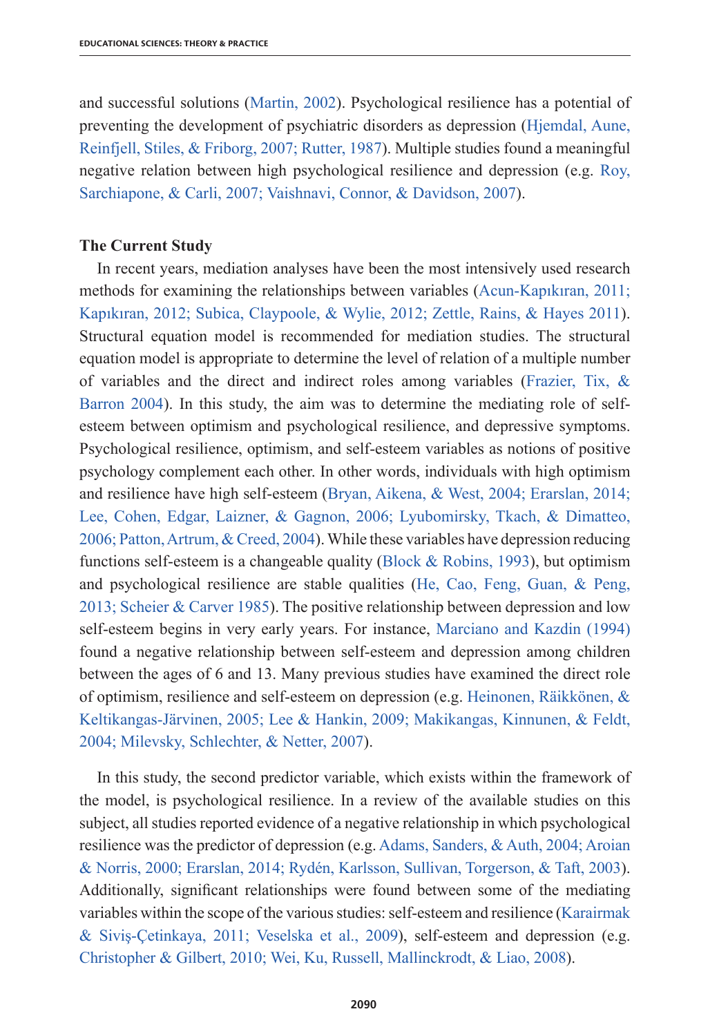and successful solutions (Martin, 2002). Psychological resilience has a potential of preventing the development of psychiatric disorders as depression (Hjemdal, Aune, Reinfjell, Stiles, & Friborg, 2007; Rutter, 1987). Multiple studies found a meaningful negative relation between high psychological resilience and depression (e.g. Roy, Sarchiapone, & Carli, 2007; Vaishnavi, Connor, & Davidson, 2007).

## The Current Study

In recent years, mediation analyses have been the most intensively used research methods for examining the relationships between variables (Acun-Kapıkıran, 2011; Kapıkıran, 2012; Subica, Claypoole, & Wylie, 2012; Zettle, Rains, & Hayes 2011). Structural equation model is recommended for mediation studies. The structural equation model is appropriate to determine the level of relation of a multiple number of variables and the direct and indirect roles among variables (Frazier, Tix, & Barron 2004). In this study, the aim was to determine the mediating role of self-esteem between optimism and psychological resilience, and depressive symptoms. Psychological resilience, optimism, and self-esteem variables as notions of positive psychology complement each other. In other words, individuals with high optimism and resilience have high self-esteem (Bryan, Aikena, & West, 2004; Erarslan, 2014; Lee, Cohen, Edgar, Laizner, & Gagnon, 2006; Lyubomirsky, Tkach, & Dimatteo, 2006; Patton, Artrum, & Creed, 2004). While these variables have depression reducing functions self-esteem is a changeable quality (Block & Robins, 1993), but optimism and psychological resilience are stable qualities (He, Cao, Feng, Guan, & Peng, 2013; Scheier & Carver 1985). The positive relationship between depression and low self-esteem begins in very early years. For instance, Marciano and Kazdin (1994) found a negative relationship between self-esteem and depression among children between the ages of 6 and 13. Many previous studies have examined the direct role of optimism, resilience and self-esteem on depression (e.g. Heinonen, Räikkönen, & Keltikangas-Järvinen, 2005; Lee & Hankin, 2009; Makikangas, Kinnunen, & Feldt, 2004; Milevsky, Schlechter, & Netter, 2007).

In this study, the second predictor variable, which exists within the framework of the model, is psychological resilience. In a review of the available studies on this subject, all studies reported evidence of a negative relationship in which psychological resilience was the predictor of depression (e.g. Adams, Sanders, & Auth, 2004; Aroian & Norris, 2000; Erarslan, 2014; Rydén, Karlsson, Sullivan, Torgerson, & Taft, 2003). Additionally, significant relationships were found between some of the mediating variables within the scope of the various studies: self-esteem and resilience (Karairmak & Siviş-Çetinkaya, 2011; Veselska et al., 2009), self-esteem and depression (e.g. Christopher & Gilbert, 2010; Wei, Ku, Russell, Mallinckrodt, & Liao, 2008).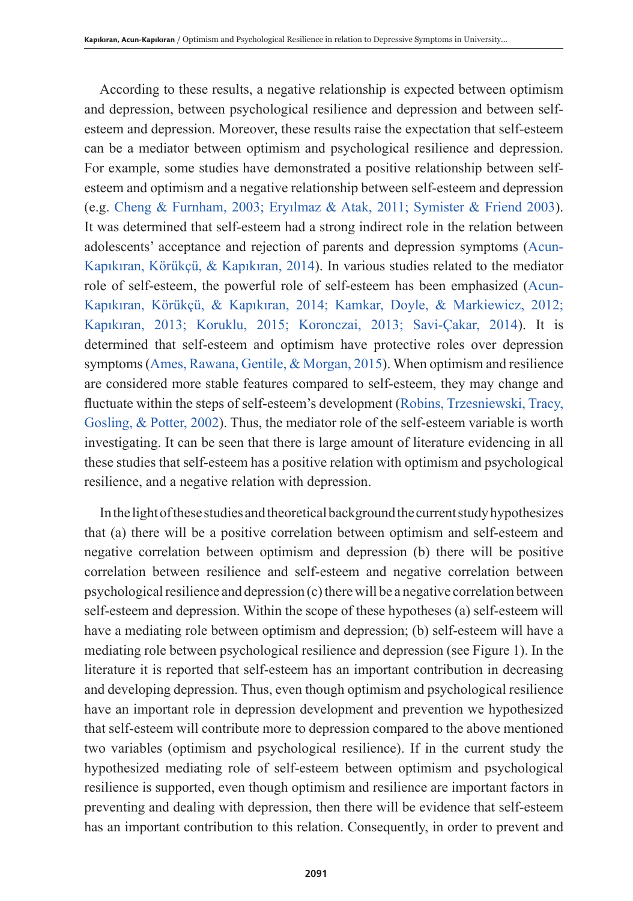According to these results, a negative relationship is expected between optimism and depression, between psychological resilience and depression and between self-esteem and depression. Moreover, these results raise the expectation that self-esteem can be a mediator between optimism and psychological resilience and depression. For example, some studies have demonstrated a positive relationship between self-esteem and optimism and a negative relationship between self-esteem and depression (e.g. Cheng & Furnham, 2003; Eryılmaz & Atak, 2011; Symister & Friend 2003). It was determined that self-esteem had a strong indirect role in the relation between adolescents' acceptance and rejection of parents and depression symptoms (Acun-Kapıkıran, Körükçü, & Kapıkıran, 2014). In various studies related to the mediator role of self-esteem, the powerful role of self-esteem has been emphasized (Acun-Kapıkıran, Körükçü, & Kapıkıran, 2014; Kamkar, Doyle, & Markiewicz, 2012; Kapıkıran, 2013; Koruklu, 2015; Koronczai, 2013; Savi-Çakar, 2014). It is determined that self-esteem and optimism have protective roles over depression symptoms (Ames, Rawana, Gentile, & Morgan, 2015). When optimism and resilience are considered more stable features compared to self-esteem, they may change and fluctuate within the steps of self-esteem's development (Robins, Trzesniewski, Tracy, Gosling, & Potter, 2002). Thus, the mediator role of the self-esteem variable is worth investigating. It can be seen that there is large amount of literature evidencing in all these studies that self-esteem has a positive relation with optimism and psychological resilience, and a negative relation with depression.

In the light of these studies and theoretical background the current study hypothesizes that (a) there will be a positive correlation between optimism and self-esteem and negative correlation between optimism and depression (b) there will be positive correlation between resilience and self-esteem and negative correlation between psychological resilience and depression (c) there will be a negative correlation between self-esteem and depression. Within the scope of these hypotheses (a) self-esteem will have a mediating role between optimism and depression; (b) self-esteem will have a mediating role between psychological resilience and depression (see Figure 1). In the literature it is reported that self-esteem has an important contribution in decreasing and developing depression. Thus, even though optimism and psychological resilience have an important role in depression development and prevention we hypothesized that self-esteem will contribute more to depression compared to the above mentioned two variables (optimism and psychological resilience). If in the current study the hypothesized mediating role of self-esteem between optimism and psychological resilience is supported, even though optimism and resilience are important factors in preventing and dealing with depression, then there will be evidence that self-esteem has an important contribution to this relation. Consequently, in order to prevent and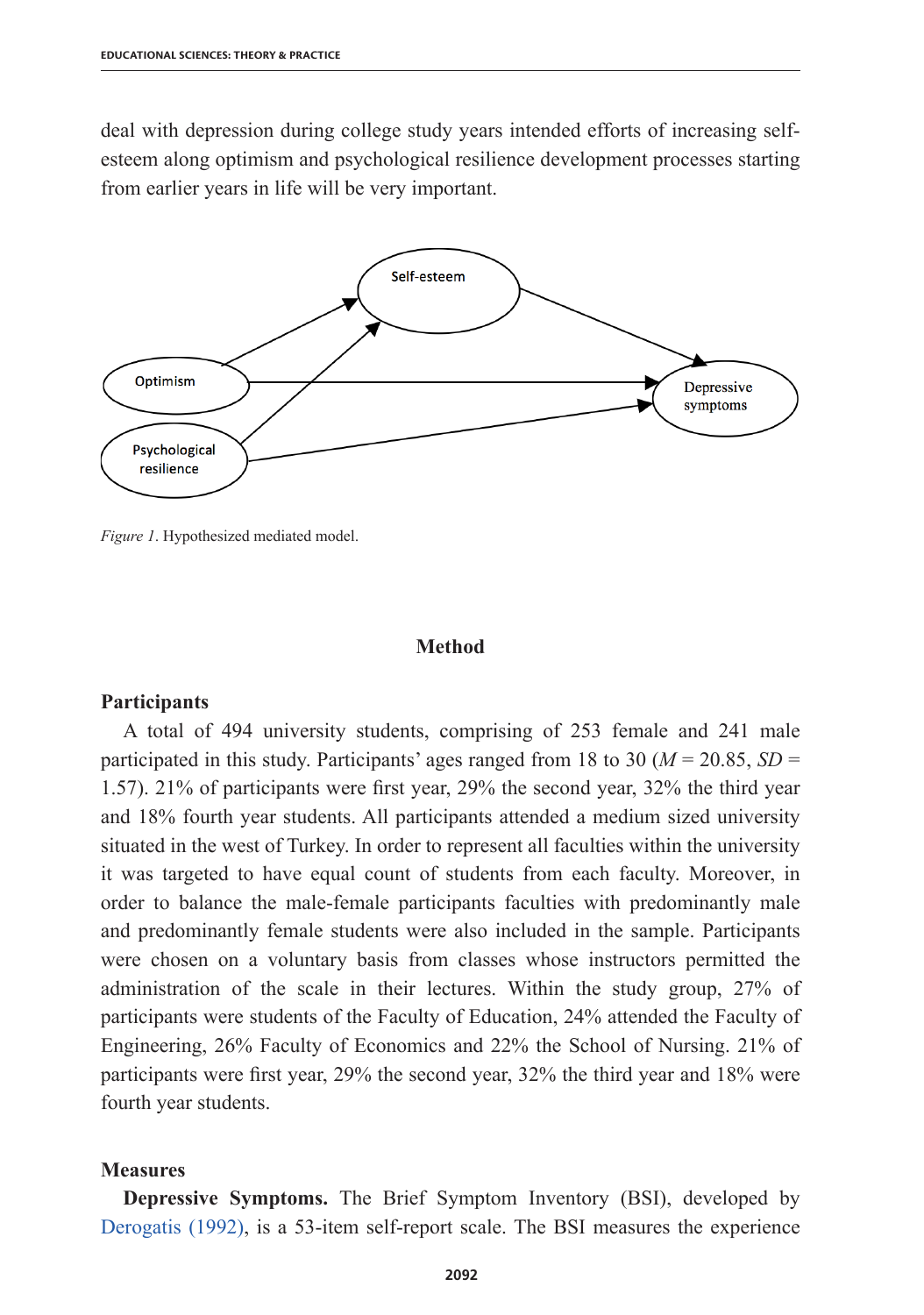deal with depression during college study years intended efforts of increasing self-esteem along optimism and psychological resilience development processes starting from earlier years in life will be very important.

*Figure 1*. Hypothesized mediated model.

## Method

### Participants

A total of 494 university students, comprising of 253 female and 241 male participated in this study. Participants' ages ranged from 18 to 30 ($M$ = 20.85, $SD$ = 1.57). 21% of participants were first year, 29% the second year, 32% the third year and 18% fourth year students. All participants attended a medium sized university situated in the west of Turkey. In order to represent all faculties within the university it was targeted to have equal count of students from each faculty. Moreover, in order to balance the male-female participants faculties with predominantly male and predominantly female students were also included in the sample. Participants were chosen on a voluntary basis from classes whose instructors permitted the administration of the scale in their lectures. Within the study group, 27% of participants were students of the Faculty of Education, 24% attended the Faculty of Engineering, 26% Faculty of Economics and 22% the School of Nursing. 21% of participants were first year, 29% the second year, 32% the third year and 18% were fourth year students.

### Measures

**Depressive Symptoms.** The Brief Symptom Inventory (BSI), developed by Derogatis (1992), is a 53-item self-report scale. The BSI measures the experience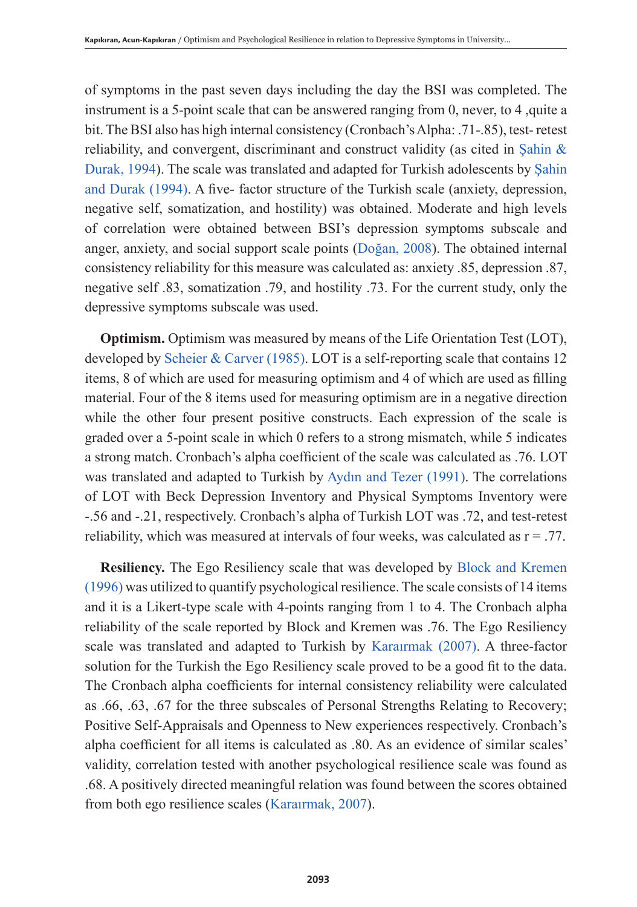of symptoms in the past seven days including the day the BSI was completed. The instrument is a 5-point scale that can be answered ranging from 0, never, to 4 ,quite a bit. The BSI also has high internal consistency (Cronbach's Alpha: .71-.85), test- retest reliability, and convergent, discriminant and construct validity (as cited in Şahin & Durak, 1994). The scale was translated and adapted for Turkish adolescents by Şahin and Durak (1994). A five- factor structure of the Turkish scale (anxiety, depression, negative self, somatization, and hostility) was obtained. Moderate and high levels of correlation were obtained between BSI's depression symptoms subscale and anger, anxiety, and social support scale points (Doğan, 2008). The obtained internal consistency reliability for this measure was calculated as: anxiety .85, depression .87, negative self .83, somatization .79, and hostility .73. For the current study, only the depressive symptoms subscale was used.

**Optimism.** Optimism was measured by means of the Life Orientation Test (LOT), developed by Scheier & Carver (1985). LOT is a self-reporting scale that contains 12 items, 8 of which are used for measuring optimism and 4 of which are used as filling material. Four of the 8 items used for measuring optimism are in a negative direction while the other four present positive constructs. Each expression of the scale is graded over a 5-point scale in which 0 refers to a strong mismatch, while 5 indicates a strong match. Cronbach's alpha coefficient of the scale was calculated as .76. LOT was translated and adapted to Turkish by Aydın and Tezer (1991). The correlations of LOT with Beck Depression Inventory and Physical Symptoms Inventory were -.56 and -.21, respectively. Cronbach's alpha of Turkish LOT was .72, and test-retest reliability, which was measured at intervals of four weeks, was calculated as $r = .77$.

**Resiliency.** The Ego Resiliency scale that was developed by Block and Kremen (1996) was utilized to quantify psychological resilience. The scale consists of 14 items and it is a Likert-type scale with 4-points ranging from 1 to 4. The Cronbach alpha reliability of the scale reported by Block and Kremen was .76. The Ego Resiliency scale was translated and adapted to Turkish by Karaırmak (2007). A three-factor solution for the Turkish the Ego Resiliency scale proved to be a good fit to the data. The Cronbach alpha coefficients for internal consistency reliability were calculated as .66, .63, .67 for the three subscales of Personal Strengths Relating to Recovery; Positive Self-Appraisals and Openness to New experiences respectively. Cronbach's alpha coefficient for all items is calculated as .80. As an evidence of similar scales' validity, correlation tested with another psychological resilience scale was found as .68. A positively directed meaningful relation was found between the scores obtained from both ego resilience scales (Karaırmak, 2007).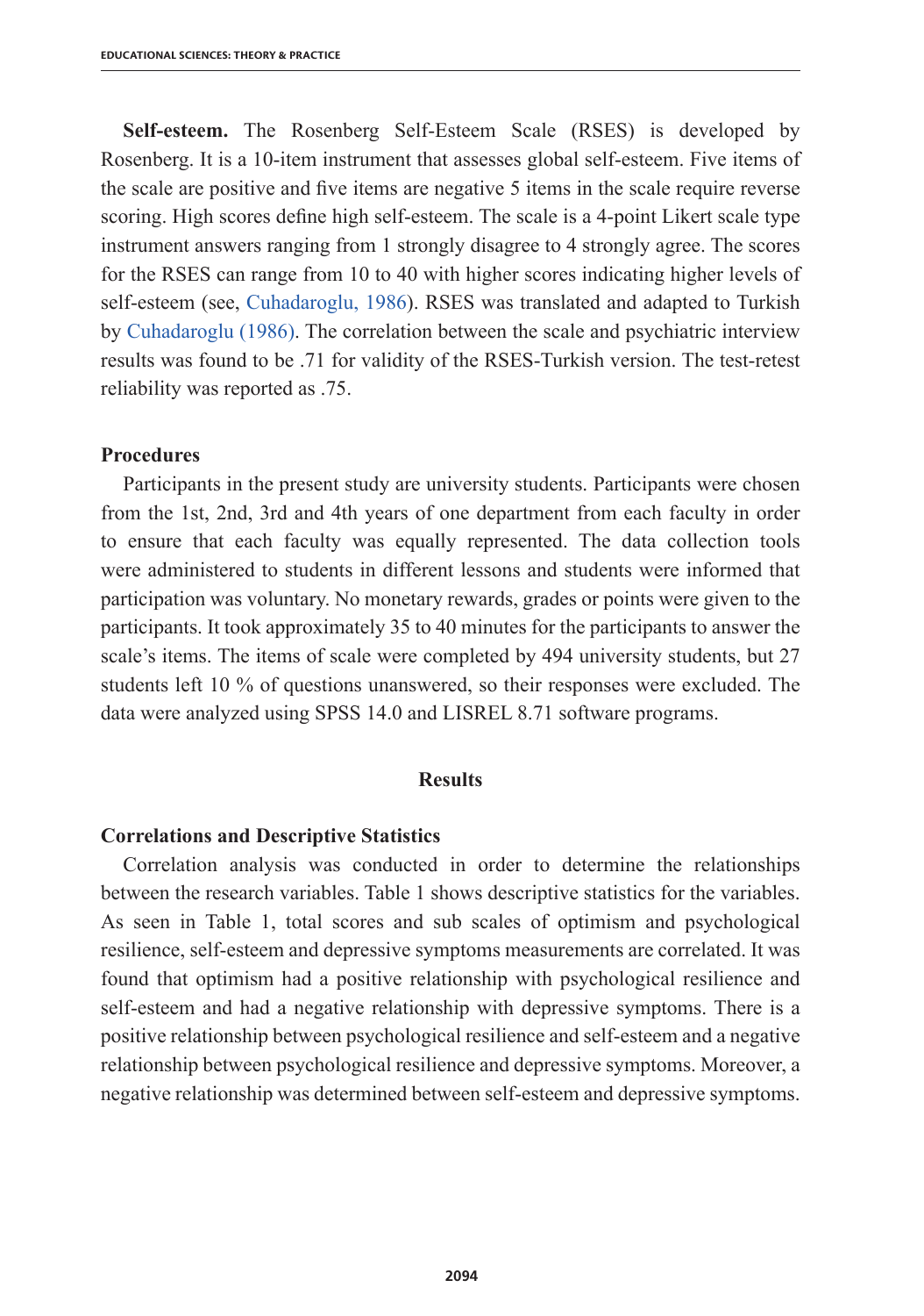**Self-esteem.** The Rosenberg Self-Esteem Scale (RSES) is developed by Rosenberg. It is a 10-item instrument that assesses global self-esteem. Five items of the scale are positive and five items are negative 5 items in the scale require reverse scoring. High scores define high self-esteem. The scale is a 4-point Likert scale type instrument answers ranging from 1 strongly disagree to 4 strongly agree. The scores for the RSES can range from 10 to 40 with higher scores indicating higher levels of self-esteem (see, Cuhadaroglu, 1986). RSES was translated and adapted to Turkish by Cuhadaroglu (1986). The correlation between the scale and psychiatric interview results was found to be .71 for validity of the RSES-Turkish version. The test-retest reliability was reported as .75.

### Procedures

Participants in the present study are university students. Participants were chosen from the 1st, 2nd, 3rd and 4th years of one department from each faculty in order to ensure that each faculty was equally represented. The data collection tools were administered to students in different lessons and students were informed that participation was voluntary. No monetary rewards, grades or points were given to the participants. It took approximately 35 to 40 minutes for the participants to answer the scale's items. The items of scale were completed by 494 university students, but 27 students left 10 % of questions unanswered, so their responses were excluded. The data were analyzed using SPSS 14.0 and LISREL 8.71 software programs.

## Results

### Correlations and Descriptive Statistics

Correlation analysis was conducted in order to determine the relationships between the research variables. Table 1 shows descriptive statistics for the variables. As seen in Table 1, total scores and sub scales of optimism and psychological resilience, self-esteem and depressive symptoms measurements are correlated. It was found that optimism had a positive relationship with psychological resilience and self-esteem and had a negative relationship with depressive symptoms. There is a positive relationship between psychological resilience and self-esteem and a negative relationship between psychological resilience and depressive symptoms. Moreover, a negative relationship was determined between self-esteem and depressive symptoms.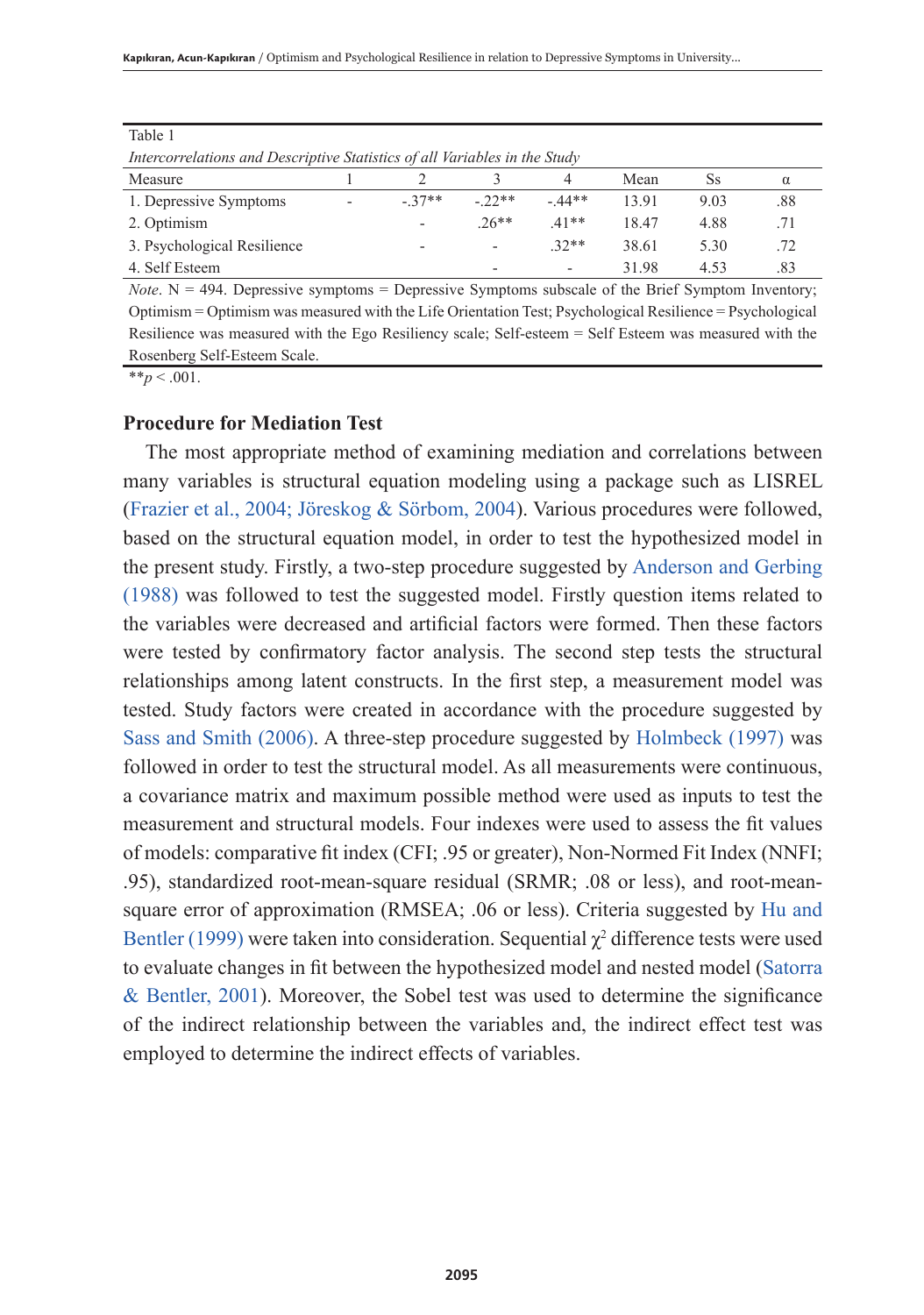Table 1

*Intercorrelations and Descriptive Statistics of all Variables in the Study*

| Measure | 1 | 2 | 3 | 4 | Mean | Ss | α |
|---|---|---|---|---|---|---|---|
| 1. Depressive Symptoms | - | -.37** | -.22** | -.44** | 13.91 | 9.03 | .88 |
| 2. Optimism | | - | .26** | .41** | 18.47 | 4.88 | .71 |
| 3. Psychological Resilience | | - | - | .32** | 38.61 | 5.30 | .72 |
| 4. Self Esteem | | | - | - | 31.98 | 4.53 | .83 |

*Note*. N = 494. Depressive symptoms = Depressive Symptoms subscale of the Brief Symptom Inventory; Optimism = Optimism was measured with the Life Orientation Test; Psychological Resilience = Psychological Resilience was measured with the Ego Resiliency scale; Self-esteem = Self Esteem was measured with the Rosenberg Self-Esteem Scale.

**$p < .001$.

**Procedure for Mediation Test**

The most appropriate method of examining mediation and correlations between many variables is structural equation modeling using a package such as LISREL (Frazier et al., 2004; Jöreskog & Sörbom, 2004). Various procedures were followed, based on the structural equation model, in order to test the hypothesized model in the present study. Firstly, a two-step procedure suggested by Anderson and Gerbing (1988) was followed to test the suggested model. Firstly question items related to the variables were decreased and artificial factors were formed. Then these factors were tested by confirmatory factor analysis. The second step tests the structural relationships among latent constructs. In the first step, a measurement model was tested. Study factors were created in accordance with the procedure suggested by Sass and Smith (2006). A three-step procedure suggested by Holmbeck (1997) was followed in order to test the structural model. As all measurements were continuous, a covariance matrix and maximum possible method were used as inputs to test the measurement and structural models. Four indexes were used to assess the fit values of models: comparative fit index (CFI; .95 or greater), Non-Normed Fit Index (NNFI; .95), standardized root-mean-square residual (SRMR; .08 or less), and root-mean-square error of approximation (RMSEA; .06 or less). Criteria suggested by Hu and Bentler (1999) were taken into consideration. Sequential $\chi^2$ difference tests were used to evaluate changes in fit between the hypothesized model and nested model (Satorra & Bentler, 2001). Moreover, the Sobel test was used to determine the significance of the indirect relationship between the variables and, the indirect effect test was employed to determine the indirect effects of variables.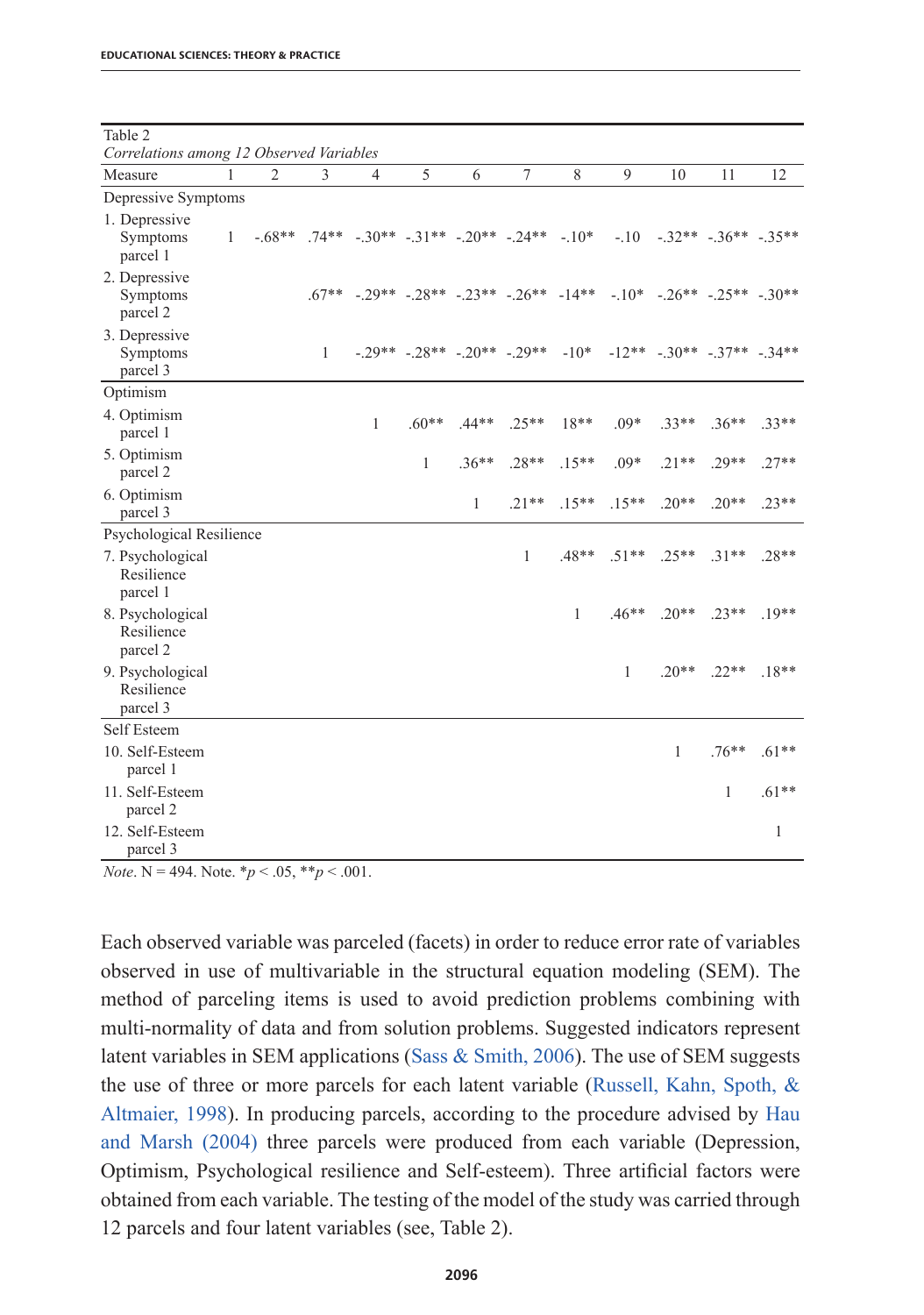Table 2

*Correlations among 12 Observed Variables*

| Measure | 1 | 2 | 3 | 4 | 5 | 6 | 7 | 8 | 9 | 10 | 11 | 12 |
|---|---|---|---|---|---|---|---|---|---|---|---|---|
| Depressive Symptoms | | | | | | | | | | | | |
| 1. Depressive Symptoms parcel 1 | 1 | -.68** | .74** | -.30** | -.31** | -.20** | -.24** | -.10* | -.10 | -.32** | -.36** | -.35** |
| 2. Depressive Symptoms parcel 2 | | | .67** | -.29** | -.28** | -.23** | -.26** | -14** | -.10* | -.26** | -.25** | -.30** |
| 3. Depressive Symptoms parcel 3 | | | 1 | -.29** | -.28** | -.20** | -.29** | -10* | -12** | -.30** | -.37** | -.34** |
| Optimism | | | | | | | | | | | | |
| 4. Optimism parcel 1 | | | | 1 | .60** | .44** | .25** | 18** | .09* | .33** | .36** | .33** |
| 5. Optimism parcel 2 | | | | | 1 | .36** | .28** | .15** | .09* | .21** | .29** | .27** |
| 6. Optimism parcel 3 | | | | | | 1 | .21** | .15** | .15** | .20** | .20** | .23** |
| Psychological Resilience | | | | | | | | | | | | |
| 7. Psychological Resilience parcel 1 | | | | | | | 1 | .48** | .51** | .25** | .31** | .28** |
| 8. Psychological Resilience parcel 2 | | | | | | | | 1 | .46** | .20** | .23** | .19** |
| 9. Psychological Resilience parcel 3 | | | | | | | | | 1 | .20** | .22** | .18** |
| Self Esteem | | | | | | | | | | | | |
| 10. Self-Esteem parcel 1 | | | | | | | | | | 1 | .76** | .61** |
| 11. Self-Esteem parcel 2 | | | | | | | | | | | 1 | .61** |
| 12. Self-Esteem parcel 3 | | | | | | | | | | | | 1 |

*Note*. N = 494. Note. *$p < .05$, **$p < .001$.

Each observed variable was parceled (facets) in order to reduce error rate of variables observed in use of multivariable in the structural equation modeling (SEM). The method of parceling items is used to avoid prediction problems combining with multi-normality of data and from solution problems. Suggested indicators represent latent variables in SEM applications (Sass & Smith, 2006). The use of SEM suggests the use of three or more parcels for each latent variable (Russell, Kahn, Spoth, & Altmaier, 1998). In producing parcels, according to the procedure advised by Hau and Marsh (2004) three parcels were produced from each variable (Depression, Optimism, Psychological resilience and Self-esteem). Three artificial factors were obtained from each variable. The testing of the model of the study was carried through 12 parcels and four latent variables (see, Table 2).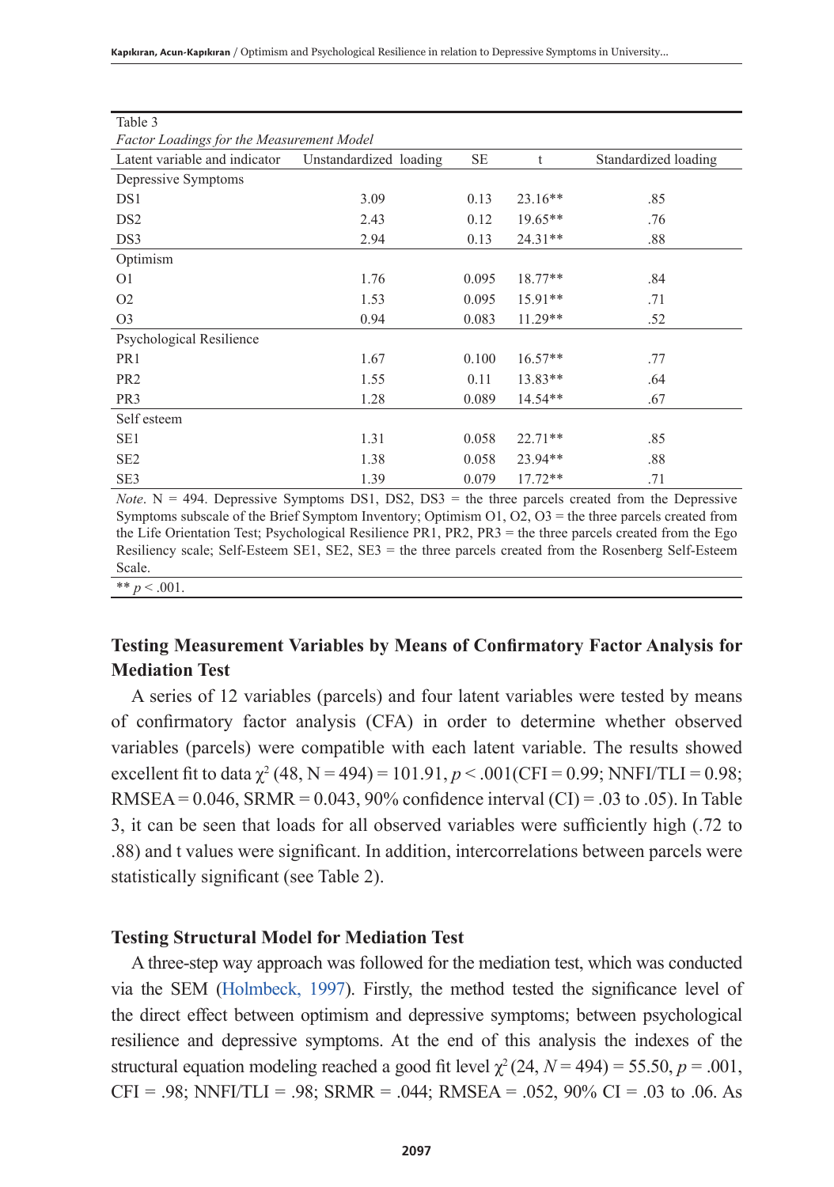Table 3

*Factor Loadings for the Measurement Model*

| Latent variable and indicator | Unstandardized loading | SE | t | Standardized loading |
|---|---|---|---|---|
| Depressive Symptoms | | | | |
| DS1 | 3.09 | 0.13 | 23.16** | .85 |
| DS2 | 2.43 | 0.12 | 19.65** | .76 |
| DS3 | 2.94 | 0.13 | 24.31** | .88 |
| Optimism | | | | |
| O1 | 1.76 | 0.095 | 18.77** | .84 |
| O2 | 1.53 | 0.095 | 15.91** | .71 |
| O3 | 0.94 | 0.083 | 11.29** | .52 |
| Psychological Resilience | | | | |
| PR1 | 1.67 | 0.100 | 16.57** | .77 |
| PR2 | 1.55 | 0.11 | 13.83** | .64 |
| PR3 | 1.28 | 0.089 | 14.54** | .67 |
| Self esteem | | | | |
| SE1 | 1.31 | 0.058 | 22.71** | .85 |
| SE2 | 1.38 | 0.058 | 23.94** | .88 |
| SE3 | 1.39 | 0.079 | 17.72** | .71 |

*Note*. N = 494. Depressive Symptoms DS1, DS2, DS3 = the three parcels created from the Depressive Symptoms subscale of the Brief Symptom Inventory; Optimism O1, O2, O3 = the three parcels created from the Life Orientation Test; Psychological Resilience PR1, PR2, PR3 = the three parcels created from the Ego Resiliency scale; Self-Esteem SE1, SE2, SE3 = the three parcels created from the Rosenberg Self-Esteem Scale.

** $p < .001$.

## Testing Measurement Variables by Means of Confirmatory Factor Analysis for Mediation Test

A series of 12 variables (parcels) and four latent variables were tested by means of confirmatory factor analysis (CFA) in order to determine whether observed variables (parcels) were compatible with each latent variable. The results showed excellent fit to data $\chi^2$ (48, N = 494) = 101.91, $p < .001$(CFI = 0.99; NNFI/TLI = 0.98; RMSEA = 0.046, SRMR = 0.043, 90% confidence interval (CI) = .03 to .05). In Table 3, it can be seen that loads for all observed variables were sufficiently high (.72 to .88) and t values were significant. In addition, intercorrelations between parcels were statistically significant (see Table 2).

## Testing Structural Model for Mediation Test

A three-step way approach was followed for the mediation test, which was conducted via the SEM (Holmbeck, 1997). Firstly, the method tested the significance level of the direct effect between optimism and depressive symptoms; between psychological resilience and depressive symptoms. At the end of this analysis the indexes of the structural equation modeling reached a good fit level $\chi^2$ (24, $N$ = 494) = 55.50, $p$ = .001, CFI = .98; NNFI/TLI = .98; SRMR = .044; RMSEA = .052, 90% CI = .03 to .06. As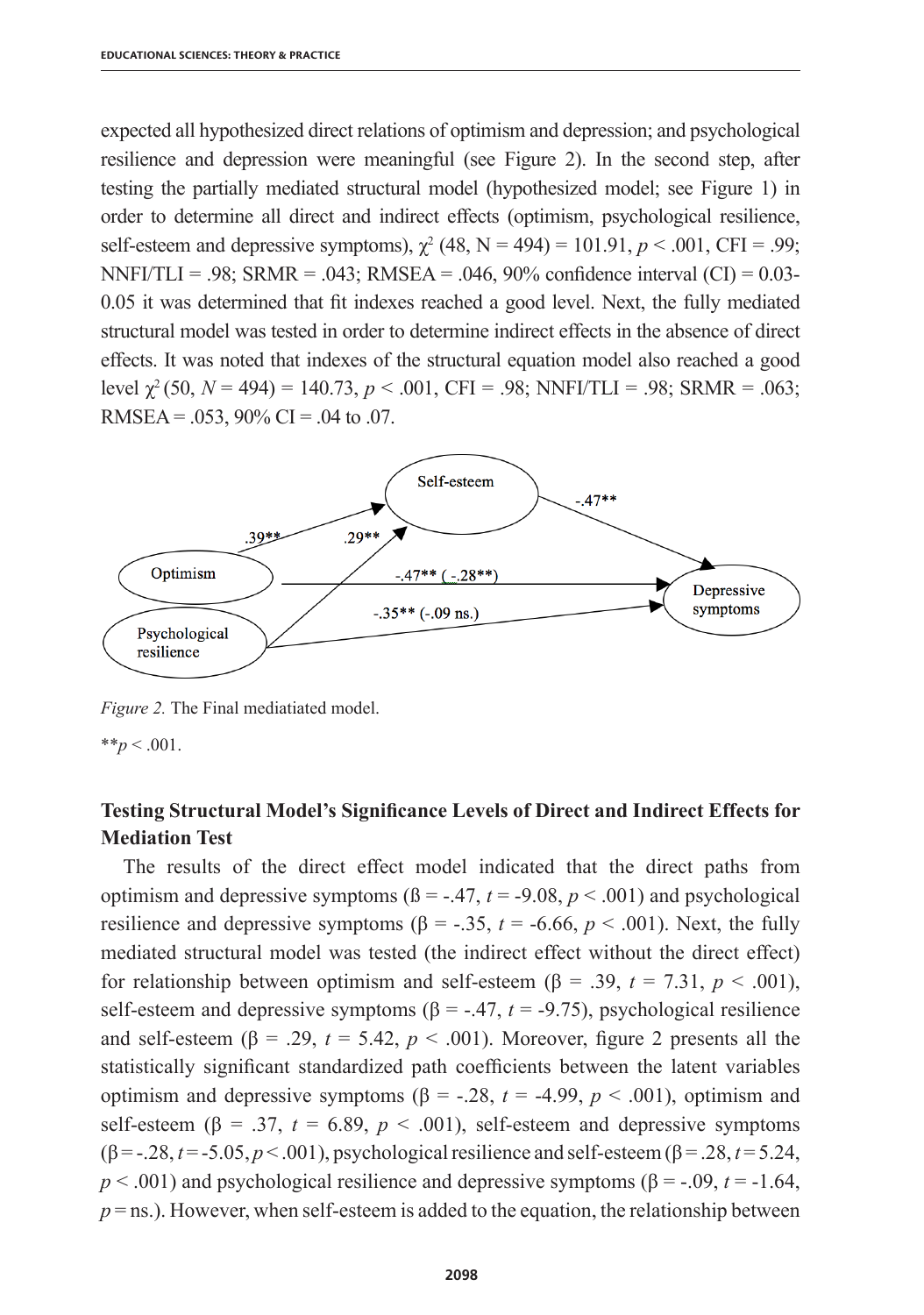expected all hypothesized direct relations of optimism and depression; and psychological resilience and depression were meaningful (see Figure 2). In the second step, after testing the partially mediated structural model (hypothesized model; see Figure 1) in order to determine all direct and indirect effects (optimism, psychological resilience, self-esteem and depressive symptoms), $\chi^2$ (48, N = 494) = 101.91, $p < .001$, CFI = .99; NNFI/TLI = .98; SRMR = .043; RMSEA = .046, 90% confidence interval (CI) = 0.03-0.05 it was determined that fit indexes reached a good level. Next, the fully mediated structural model was tested in order to determine indirect effects in the absence of direct effects. It was noted that indexes of the structural equation model also reached a good level $\chi^2$ (50, $N$ = 494) = 140.73, $p < .001$, CFI = .98; NNFI/TLI = .98; SRMR = .063; RMSEA = .053, 90% CI = .04 to .07.

Self-esteem

.39** .29** -.47**

Optimism -.47** (-.28**) Depressive symptoms

Psychological resilience -.35** (-.09 ns.)

*Figure 2.* The Final mediatiated model.

**$p < .001$.

## Testing Structural Model's Significance Levels of Direct and Indirect Effects for Mediation Test

The results of the direct effect model indicated that the direct paths from optimism and depressive symptoms (ß = -.47, $t$ = -9.08, $p < .001$) and psychological resilience and depressive symptoms (β = -.35, $t$ = -6.66, $p < .001$). Next, the fully mediated structural model was tested (the indirect effect without the direct effect) for relationship between optimism and self-esteem (β = .39, $t$ = 7.31, $p < .001$), self-esteem and depressive symptoms (β = -.47, $t$ = -9.75), psychological resilience and self-esteem (β = .29, $t$ = 5.42, $p < .001$). Moreover, figure 2 presents all the statistically significant standardized path coefficients between the latent variables optimism and depressive symptoms (β = -.28, $t$ = -4.99, $p < .001$), optimism and self-esteem (β = .37, $t$ = 6.89, $p < .001$), self-esteem and depressive symptoms (β = -.28, $t$ = -5.05, $p < .001$), psychological resilience and self-esteem (β = .28, $t$ = 5.24, $p < .001$) and psychological resilience and depressive symptoms (β = -.09, $t$ = -1.64, $p$ = ns.). However, when self-esteem is added to the equation, the relationship between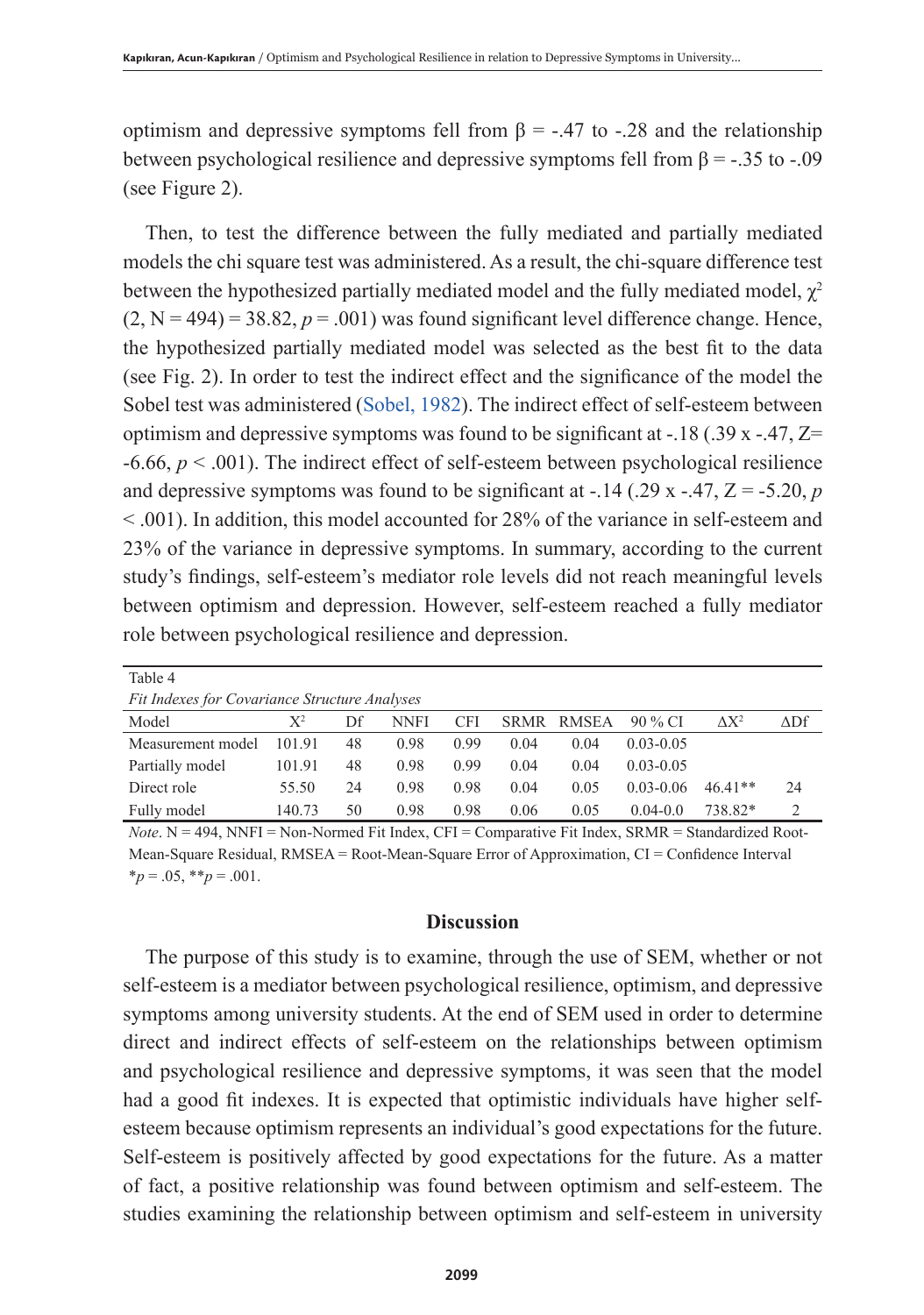optimism and depressive symptoms fell from β = -.47 to -.28 and the relationship between psychological resilience and depressive symptoms fell from β = -.35 to -.09 (see Figure 2).

Then, to test the difference between the fully mediated and partially mediated models the chi square test was administered. As a result, the chi-square difference test between the hypothesized partially mediated model and the fully mediated model, $\chi^2$ (2, N = 494) = 38.82, $p$ = .001) was found significant level difference change. Hence, the hypothesized partially mediated model was selected as the best fit to the data (see Fig. 2). In order to test the indirect effect and the significance of the model the Sobel test was administered (Sobel, 1982). The indirect effect of self-esteem between optimism and depressive symptoms was found to be significant at -.18 (.39 x -.47, Z= -6.66, $p$ < .001). The indirect effect of self-esteem between psychological resilience and depressive symptoms was found to be significant at -.14 (.29 x -.47, Z = -5.20, $p$ < .001). In addition, this model accounted for 28% of the variance in self-esteem and 23% of the variance in depressive symptoms. In summary, according to the current study's findings, self-esteem's mediator role levels did not reach meaningful levels between optimism and depression. However, self-esteem reached a fully mediator role between psychological resilience and depression.

Table 4

*Fit Indexes for Covariance Structure Analyses*

| Model | $X^2$ | Df | NNFI | CFI | SRMR | RMSEA | 90 % CI | $\Delta X^2$ | ΔDf |
|---|---|---|---|---|---|---|---|---|---|
| Measurement model | 101.91 | 48 | 0.98 | 0.99 | 0.04 | 0.04 | 0.03-0.05 | | |
| Partially model | 101.91 | 48 | 0.98 | 0.99 | 0.04 | 0.04 | 0.03-0.05 | | |
| Direct role | 55.50 | 24 | 0.98 | 0.98 | 0.04 | 0.05 | 0.03-0.06 | 46.41** | 24 |
| Fully model | 140.73 | 50 | 0.98 | 0.98 | 0.06 | 0.05 | 0.04-0.0 | 738.82* | 2 |

*Note*. N = 494, NNFI = Non-Normed Fit Index, CFI = Comparative Fit Index, SRMR = Standardized Root-Mean-Square Residual, RMSEA = Root-Mean-Square Error of Approximation, CI = Confidence Interval
*$p$ = .05, **$p$ = .001.

## Discussion

The purpose of this study is to examine, through the use of SEM, whether or not self-esteem is a mediator between psychological resilience, optimism, and depressive symptoms among university students. At the end of SEM used in order to determine direct and indirect effects of self-esteem on the relationships between optimism and psychological resilience and depressive symptoms, it was seen that the model had a good fit indexes. It is expected that optimistic individuals have higher self-esteem because optimism represents an individual's good expectations for the future. Self-esteem is positively affected by good expectations for the future. As a matter of fact, a positive relationship was found between optimism and self-esteem. The studies examining the relationship between optimism and self-esteem in university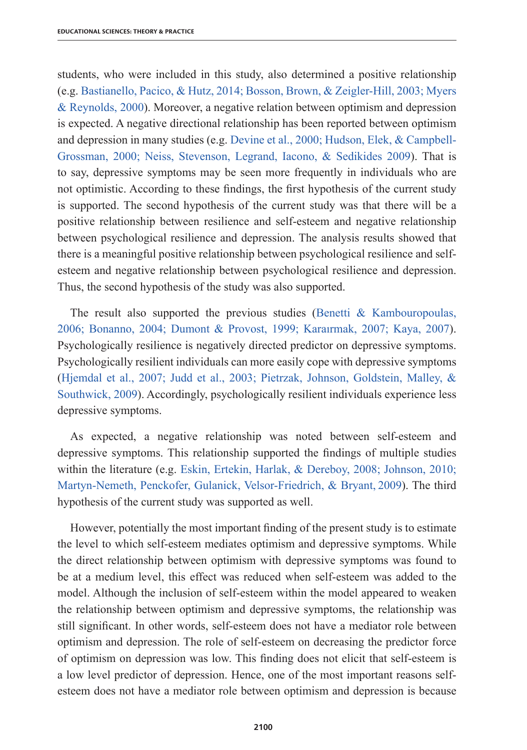students, who were included in this study, also determined a positive relationship (e.g. Bastianello, Pacico, & Hutz, 2014; Bosson, Brown, & Zeigler-Hill, 2003; Myers & Reynolds, 2000). Moreover, a negative relation between optimism and depression is expected. A negative directional relationship has been reported between optimism and depression in many studies (e.g. Devine et al., 2000; Hudson, Elek, & Campbell-Grossman, 2000; Neiss, Stevenson, Legrand, Iacono, & Sedikides 2009). That is to say, depressive symptoms may be seen more frequently in individuals who are not optimistic. According to these findings, the first hypothesis of the current study is supported. The second hypothesis of the current study was that there will be a positive relationship between resilience and self-esteem and negative relationship between psychological resilience and depression. The analysis results showed that there is a meaningful positive relationship between psychological resilience and self-esteem and negative relationship between psychological resilience and depression. Thus, the second hypothesis of the study was also supported.

The result also supported the previous studies (Benetti & Kambouropoulas, 2006; Bonanno, 2004; Dumont & Provost, 1999; Karaırmak, 2007; Kaya, 2007). Psychologically resilience is negatively directed predictor on depressive symptoms. Psychologically resilient individuals can more easily cope with depressive symptoms (Hjemdal et al., 2007; Judd et al., 2003; Pietrzak, Johnson, Goldstein, Malley, & Southwick, 2009). Accordingly, psychologically resilient individuals experience less depressive symptoms.

As expected, a negative relationship was noted between self-esteem and depressive symptoms. This relationship supported the findings of multiple studies within the literature (e.g. Eskin, Ertekin, Harlak, & Dereboy, 2008; Johnson, 2010; Martyn-Nemeth, Penckofer, Gulanick, Velsor-Friedrich, & Bryant, 2009). The third hypothesis of the current study was supported as well.

However, potentially the most important finding of the present study is to estimate the level to which self-esteem mediates optimism and depressive symptoms. While the direct relationship between optimism with depressive symptoms was found to be at a medium level, this effect was reduced when self-esteem was added to the model. Although the inclusion of self-esteem within the model appeared to weaken the relationship between optimism and depressive symptoms, the relationship was still significant. In other words, self-esteem does not have a mediator role between optimism and depression. The role of self-esteem on decreasing the predictor force of optimism on depression was low. This finding does not elicit that self-esteem is a low level predictor of depression. Hence, one of the most important reasons self-esteem does not have a mediator role between optimism and depression is because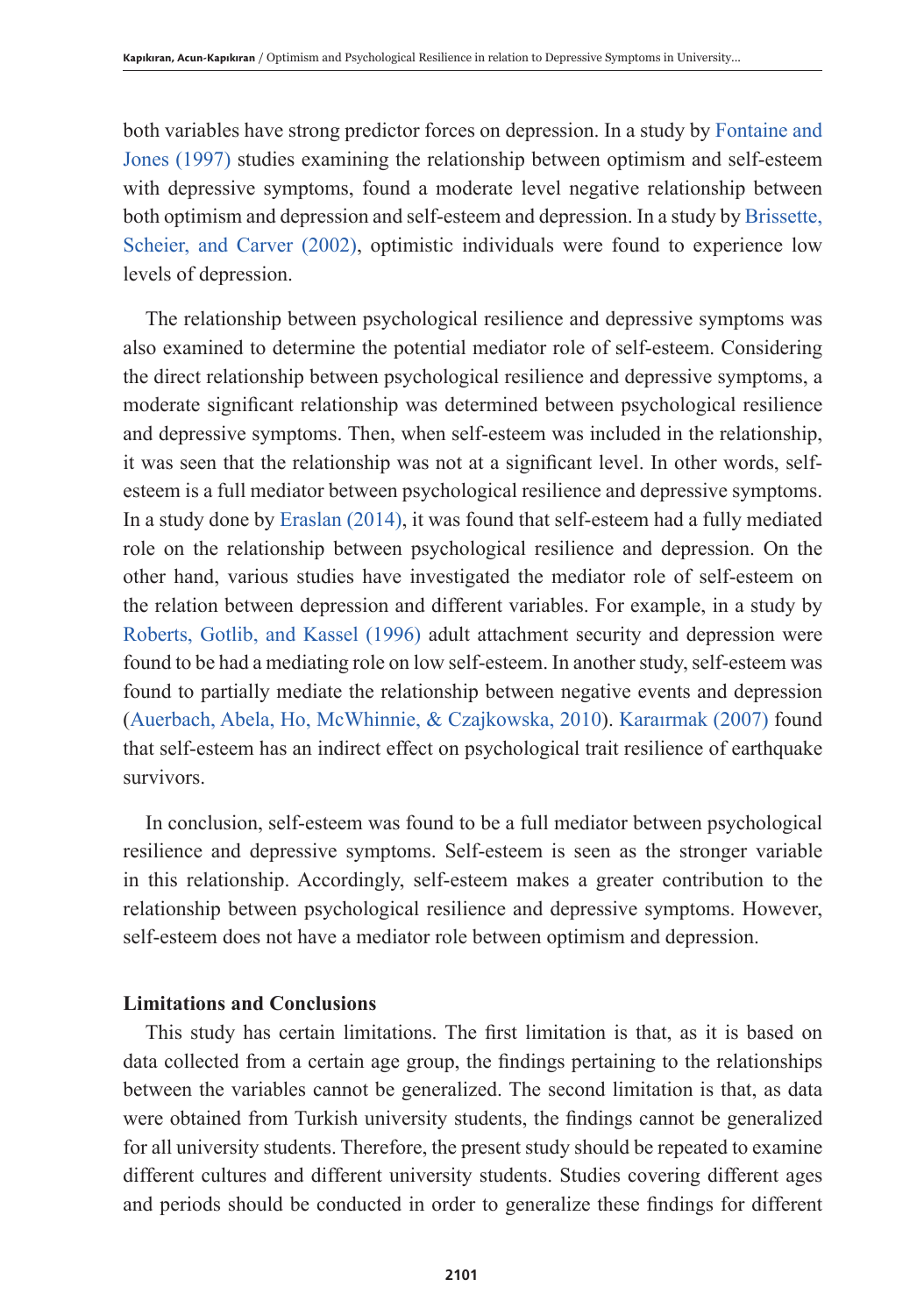both variables have strong predictor forces on depression. In a study by Fontaine and Jones (1997) studies examining the relationship between optimism and self-esteem with depressive symptoms, found a moderate level negative relationship between both optimism and depression and self-esteem and depression. In a study by Brissette, Scheier, and Carver (2002), optimistic individuals were found to experience low levels of depression.

The relationship between psychological resilience and depressive symptoms was also examined to determine the potential mediator role of self-esteem. Considering the direct relationship between psychological resilience and depressive symptoms, a moderate significant relationship was determined between psychological resilience and depressive symptoms. Then, when self-esteem was included in the relationship, it was seen that the relationship was not at a significant level. In other words, self-esteem is a full mediator between psychological resilience and depressive symptoms. In a study done by Eraslan (2014), it was found that self-esteem had a fully mediated role on the relationship between psychological resilience and depression. On the other hand, various studies have investigated the mediator role of self-esteem on the relation between depression and different variables. For example, in a study by Roberts, Gotlib, and Kassel (1996) adult attachment security and depression were found to be had a mediating role on low self-esteem. In another study, self-esteem was found to partially mediate the relationship between negative events and depression (Auerbach, Abela, Ho, McWhinnie, & Czajkowska, 2010). Karaırmak (2007) found that self-esteem has an indirect effect on psychological trait resilience of earthquake survivors.

In conclusion, self-esteem was found to be a full mediator between psychological resilience and depressive symptoms. Self-esteem is seen as the stronger variable in this relationship. Accordingly, self-esteem makes a greater contribution to the relationship between psychological resilience and depressive symptoms. However, self-esteem does not have a mediator role between optimism and depression.

## Limitations and Conclusions

This study has certain limitations. The first limitation is that, as it is based on data collected from a certain age group, the findings pertaining to the relationships between the variables cannot be generalized. The second limitation is that, as data were obtained from Turkish university students, the findings cannot be generalized for all university students. Therefore, the present study should be repeated to examine different cultures and different university students. Studies covering different ages and periods should be conducted in order to generalize these findings for different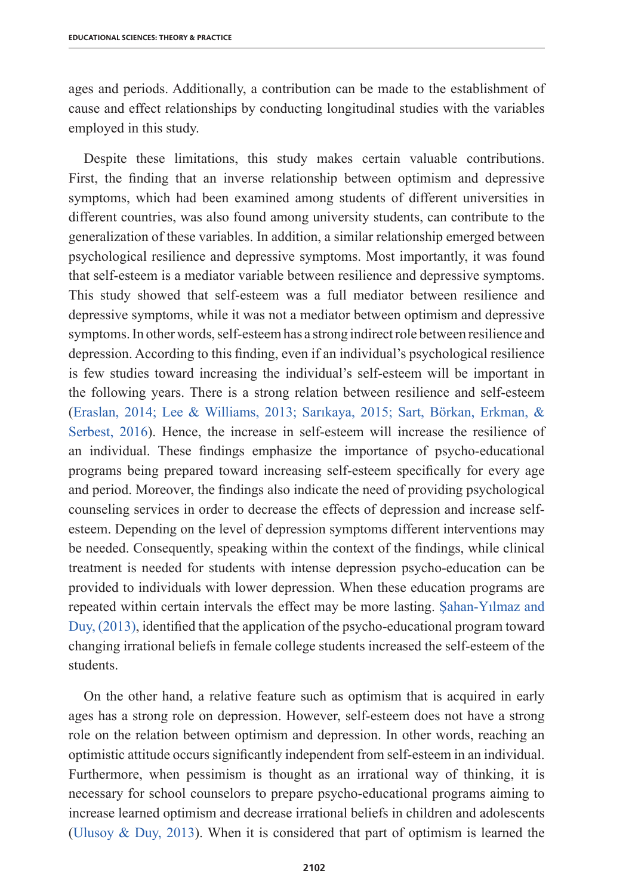ages and periods. Additionally, a contribution can be made to the establishment of cause and effect relationships by conducting longitudinal studies with the variables employed in this study.

Despite these limitations, this study makes certain valuable contributions. First, the finding that an inverse relationship between optimism and depressive symptoms, which had been examined among students of different universities in different countries, was also found among university students, can contribute to the generalization of these variables. In addition, a similar relationship emerged between psychological resilience and depressive symptoms. Most importantly, it was found that self-esteem is a mediator variable between resilience and depressive symptoms. This study showed that self-esteem was a full mediator between resilience and depressive symptoms, while it was not a mediator between optimism and depressive symptoms. In other words, self-esteem has a strong indirect role between resilience and depression. According to this finding, even if an individual's psychological resilience is few studies toward increasing the individual's self-esteem will be important in the following years. There is a strong relation between resilience and self-esteem (Eraslan, 2014; Lee & Williams, 2013; Sarıkaya, 2015; Sart, Börkan, Erkman, & Serbest, 2016). Hence, the increase in self-esteem will increase the resilience of an individual. These findings emphasize the importance of psycho-educational programs being prepared toward increasing self-esteem specifically for every age and period. Moreover, the findings also indicate the need of providing psychological counseling services in order to decrease the effects of depression and increase self-esteem. Depending on the level of depression symptoms different interventions may be needed. Consequently, speaking within the context of the findings, while clinical treatment is needed for students with intense depression psycho-education can be provided to individuals with lower depression. When these education programs are repeated within certain intervals the effect may be more lasting. Şahan-Yılmaz and Duy, (2013), identified that the application of the psycho-educational program toward changing irrational beliefs in female college students increased the self-esteem of the students.

On the other hand, a relative feature such as optimism that is acquired in early ages has a strong role on depression. However, self-esteem does not have a strong role on the relation between optimism and depression. In other words, reaching an optimistic attitude occurs significantly independent from self-esteem in an individual. Furthermore, when pessimism is thought as an irrational way of thinking, it is necessary for school counselors to prepare psycho-educational programs aiming to increase learned optimism and decrease irrational beliefs in children and adolescents (Ulusoy & Duy, 2013). When it is considered that part of optimism is learned the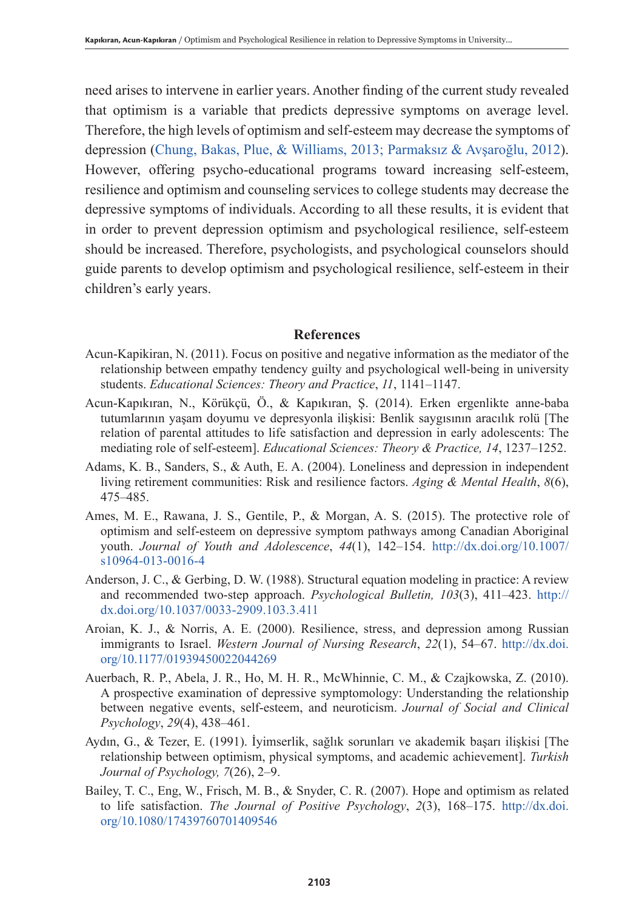need arises to intervene in earlier years. Another finding of the current study revealed that optimism is a variable that predicts depressive symptoms on average level. Therefore, the high levels of optimism and self-esteem may decrease the symptoms of depression (Chung, Bakas, Plue, & Williams, 2013; Parmaksız & Avşaroğlu, 2012). However, offering psycho-educational programs toward increasing self-esteem, resilience and optimism and counseling services to college students may decrease the depressive symptoms of individuals. According to all these results, it is evident that in order to prevent depression optimism and psychological resilience, self-esteem should be increased. Therefore, psychologists, and psychological counselors should guide parents to develop optimism and psychological resilience, self-esteem in their children's early years.

## References

Acun-Kapikiran, N. (2011). Focus on positive and negative information as the mediator of the relationship between empathy tendency guilty and psychological well-being in university students. *Educational Sciences: Theory and Practice*, *11*, 1141–1147.

Acun-Kapıkıran, N., Körükçü, Ö., & Kapıkıran, Ş. (2014). Erken ergenlikte anne-baba tutumlarının yaşam doyumu ve depresyonla ilişkisi: Benlik saygısının aracılık rolü [The relation of parental attitudes to life satisfaction and depression in early adolescents: The mediating role of self-esteem]. *Educational Sciences: Theory & Practice, 14*, 1237–1252.

Adams, K. B., Sanders, S., & Auth, E. A. (2004). Loneliness and depression in independent living retirement communities: Risk and resilience factors. *Aging & Mental Health*, *8*(6), 475–485.

Ames, M. E., Rawana, J. S., Gentile, P., & Morgan, A. S. (2015). The protective role of optimism and self-esteem on depressive symptom pathways among Canadian Aboriginal youth. *Journal of Youth and Adolescence*, *44*(1), 142–154. http://dx.doi.org/10.1007/s10964-013-0016-4

Anderson, J. C., & Gerbing, D. W. (1988). Structural equation modeling in practice: A review and recommended two-step approach. *Psychological Bulletin, 103*(3), 411–423. http://dx.doi.org/10.1037/0033-2909.103.3.411

Aroian, K. J., & Norris, A. E. (2000). Resilience, stress, and depression among Russian immigrants to Israel. *Western Journal of Nursing Research*, *22*(1), 54–67. http://dx.doi.org/10.1177/01939450022044269

Auerbach, R. P., Abela, J. R., Ho, M. H. R., McWhinnie, C. M., & Czajkowska, Z. (2010). A prospective examination of depressive symptomology: Understanding the relationship between negative events, self-esteem, and neuroticism. *Journal of Social and Clinical Psychology*, *29*(4), 438–461.

Aydın, G., & Tezer, E. (1991). İyimserlik, sağlık sorunları ve akademik başarı ilişkisi [The relationship between optimism, physical symptoms, and academic achievement]. *Turkish Journal of Psychology, 7*(26), 2–9.

Bailey, T. C., Eng, W., Frisch, M. B., & Snyder, C. R. (2007). Hope and optimism as related to life satisfaction. *The Journal of Positive Psychology*, *2*(3), 168–175. http://dx.doi.org/10.1080/17439760701409546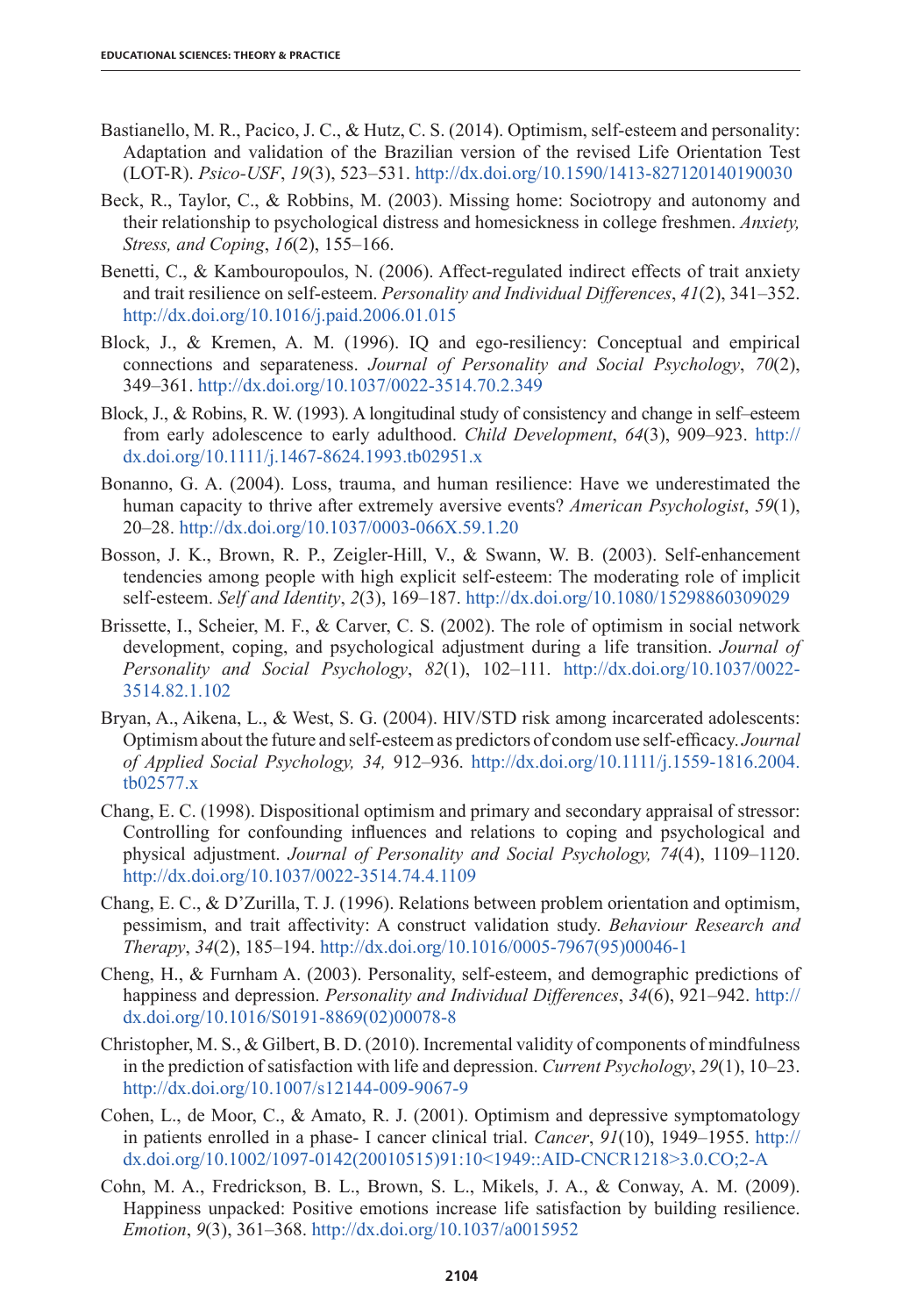Bastianello, M. R., Pacico, J. C., & Hutz, C. S. (2014). Optimism, self-esteem and personality: Adaptation and validation of the Brazilian version of the revised Life Orientation Test (LOT-R). *Psico-USF*, *19*(3), 523–531. http://dx.doi.org/10.1590/1413-827120140190030

Beck, R., Taylor, C., & Robbins, M. (2003). Missing home: Sociotropy and autonomy and their relationship to psychological distress and homesickness in college freshmen. *Anxiety, Stress, and Coping*, *16*(2), 155–166.

Benetti, C., & Kambouropoulos, N. (2006). Affect-regulated indirect effects of trait anxiety and trait resilience on self-esteem. *Personality and Individual Differences*, *41*(2), 341–352. http://dx.doi.org/10.1016/j.paid.2006.01.015

Block, J., & Kremen, A. M. (1996). IQ and ego-resiliency: Conceptual and empirical connections and separateness. *Journal of Personality and Social Psychology*, *70*(2), 349–361. http://dx.doi.org/10.1037/0022-3514.70.2.349

Block, J., & Robins, R. W. (1993). A longitudinal study of consistency and change in self–esteem from early adolescence to early adulthood. *Child Development*, *64*(3), 909–923. http://dx.doi.org/10.1111/j.1467-8624.1993.tb02951.x

Bonanno, G. A. (2004). Loss, trauma, and human resilience: Have we underestimated the human capacity to thrive after extremely aversive events? *American Psychologist*, *59*(1), 20–28. http://dx.doi.org/10.1037/0003-066X.59.1.20

Bosson, J. K., Brown, R. P., Zeigler-Hill, V., & Swann, W. B. (2003). Self-enhancement tendencies among people with high explicit self-esteem: The moderating role of implicit self-esteem. *Self and Identity*, *2*(3), 169–187. http://dx.doi.org/10.1080/15298860309029

Brissette, I., Scheier, M. F., & Carver, C. S. (2002). The role of optimism in social network development, coping, and psychological adjustment during a life transition. *Journal of Personality and Social Psychology*, *82*(1), 102–111. http://dx.doi.org/10.1037/0022-3514.82.1.102

Bryan, A., Aikena, L., & West, S. G. (2004). HIV/STD risk among incarcerated adolescents: Optimism about the future and self-esteem as predictors of condom use self-efficacy. *Journal of Applied Social Psychology, 34,* 912–936. http://dx.doi.org/10.1111/j.1559-1816.2004.tb02577.x

Chang, E. C. (1998). Dispositional optimism and primary and secondary appraisal of stressor: Controlling for confounding influences and relations to coping and psychological and physical adjustment. *Journal of Personality and Social Psychology, 74*(4), 1109–1120. http://dx.doi.org/10.1037/0022-3514.74.4.1109

Chang, E. C., & D'Zurilla, T. J. (1996). Relations between problem orientation and optimism, pessimism, and trait affectivity: A construct validation study. *Behaviour Research and Therapy*, *34*(2), 185–194. http://dx.doi.org/10.1016/0005-7967(95)00046-1

Cheng, H., & Furnham A. (2003). Personality, self-esteem, and demographic predictions of happiness and depression. *Personality and Individual Differences*, *34*(6), 921–942. http://dx.doi.org/10.1016/S0191-8869(02)00078-8

Christopher, M. S., & Gilbert, B. D. (2010). Incremental validity of components of mindfulness in the prediction of satisfaction with life and depression. *Current Psychology*, *29*(1), 10–23. http://dx.doi.org/10.1007/s12144-009-9067-9

Cohen, L., de Moor, C., & Amato, R. J. (2001). Optimism and depressive symptomatology in patients enrolled in a phase- I cancer clinical trial. *Cancer*, *91*(10), 1949–1955. http://dx.doi.org/10.1002/1097-0142(20010515)91:10<1949::AID-CNCR1218>3.0.CO;2-A

Cohn, M. A., Fredrickson, B. L., Brown, S. L., Mikels, J. A., & Conway, A. M. (2009). Happiness unpacked: Positive emotions increase life satisfaction by building resilience. *Emotion*, *9*(3), 361–368. http://dx.doi.org/10.1037/a0015952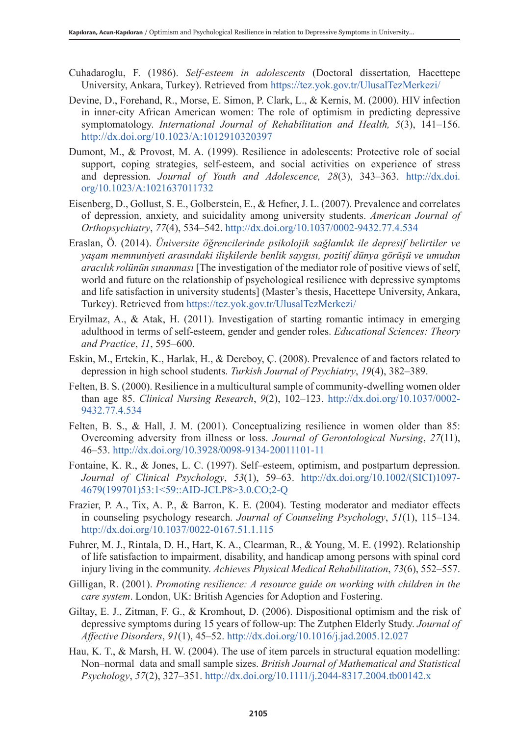Cuhadaroglu, F. (1986). *Self-esteem in adolescents* (Doctoral dissertation*,* Hacettepe University, Ankara, Turkey). Retrieved from https://tez.yok.gov.tr/UlusalTezMerkezi/

Devine, D., Forehand, R., Morse, E. Simon, P. Clark, L., & Kernis, M. (2000). HIV infection in inner-city African American women: The role of optimism in predicting depressive symptomatology. *International Journal of Rehabilitation and Health, 5*(3), 141–156. http://dx.doi.org/10.1023/A:1012910320397

Dumont, M., & Provost, M. A. (1999). Resilience in adolescents: Protective role of social support, coping strategies, self-esteem, and social activities on experience of stress and depression. *Journal of Youth and Adolescence, 28*(3), 343–363. http://dx.doi.org/10.1023/A:1021637011732

Eisenberg, D., Gollust, S. E., Golberstein, E., & Hefner, J. L. (2007). Prevalence and correlates of depression, anxiety, and suicidality among university students. *American Journal of Orthopsychiatry*, *77*(4), 534–542. http://dx.doi.org/10.1037/0002-9432.77.4.534

Eraslan, Ö. (2014). *Üniversite öğrencilerinde psikolojik sağlamlık ile depresif belirtiler ve yaşam memnuniyeti arasındaki ilişkilerde benlik saygısı, pozitif dünya görüşü ve umudun aracılık rolünün sınanması* [The investigation of the mediator role of positive views of self, world and future on the relationship of psychological resilience with depressive symptoms and life satisfaction in university students] (Master's thesis, Hacettepe University, Ankara, Turkey). Retrieved from https://tez.yok.gov.tr/UlusalTezMerkezi/

Eryilmaz, A., & Atak, H. (2011). Investigation of starting romantic intimacy in emerging adulthood in terms of self-esteem, gender and gender roles. *Educational Sciences: Theory and Practice*, *11*, 595–600.

Eskin, M., Ertekin, K., Harlak, H., & Dereboy, Ç. (2008). Prevalence of and factors related to depression in high school students. *Turkish Journal of Psychiatry*, *19*(4), 382–389.

Felten, B. S. (2000). Resilience in a multicultural sample of community-dwelling women older than age 85. *Clinical Nursing Research*, *9*(2), 102–123. http://dx.doi.org/10.1037/0002-9432.77.4.534

Felten, B. S., & Hall, J. M. (2001). Conceptualizing resilience in women older than 85: Overcoming adversity from illness or loss. *Journal of Gerontological Nursing*, *27*(11), 46–53. http://dx.doi.org/10.3928/0098-9134-20011101-11

Fontaine, K. R., & Jones, L. C. (1997). Self–esteem, optimism, and postpartum depression. *Journal of Clinical Psychology*, *53*(1), 59–63. http://dx.doi.org/10.1002/(SICI)1097-4679(199701)53:1<59::AID-JCLP8>3.0.CO;2-Q

Frazier, P. A., Tix, A. P., & Barron, K. E. (2004). Testing moderator and mediator effects in counseling psychology research. *Journal of Counseling Psychology*, *51*(1), 115–134. http://dx.doi.org/10.1037/0022-0167.51.1.115

Fuhrer, M. J., Rintala, D. H., Hart, K. A., Clearman, R., & Young, M. E. (1992). Relationship of life satisfaction to impairment, disability, and handicap among persons with spinal cord injury living in the community. *Achieves Physical Medical Rehabilitation*, *73*(6), 552–557.

Gilligan, R. (2001). *Promoting resilience: A resource guide on working with children in the care system*. London, UK: British Agencies for Adoption and Fostering.

Giltay, E. J., Zitman, F. G., & Kromhout, D. (2006). Dispositional optimism and the risk of depressive symptoms during 15 years of follow-up: The Zutphen Elderly Study. *Journal of Affective Disorders*, *91*(1), 45–52. http://dx.doi.org/10.1016/j.jad.2005.12.027

Hau, K. T., & Marsh, H. W. (2004). The use of item parcels in structural equation modelling: Non–normal data and small sample sizes. *British Journal of Mathematical and Statistical Psychology*, *57*(2), 327–351. http://dx.doi.org/10.1111/j.2044-8317.2004.tb00142.x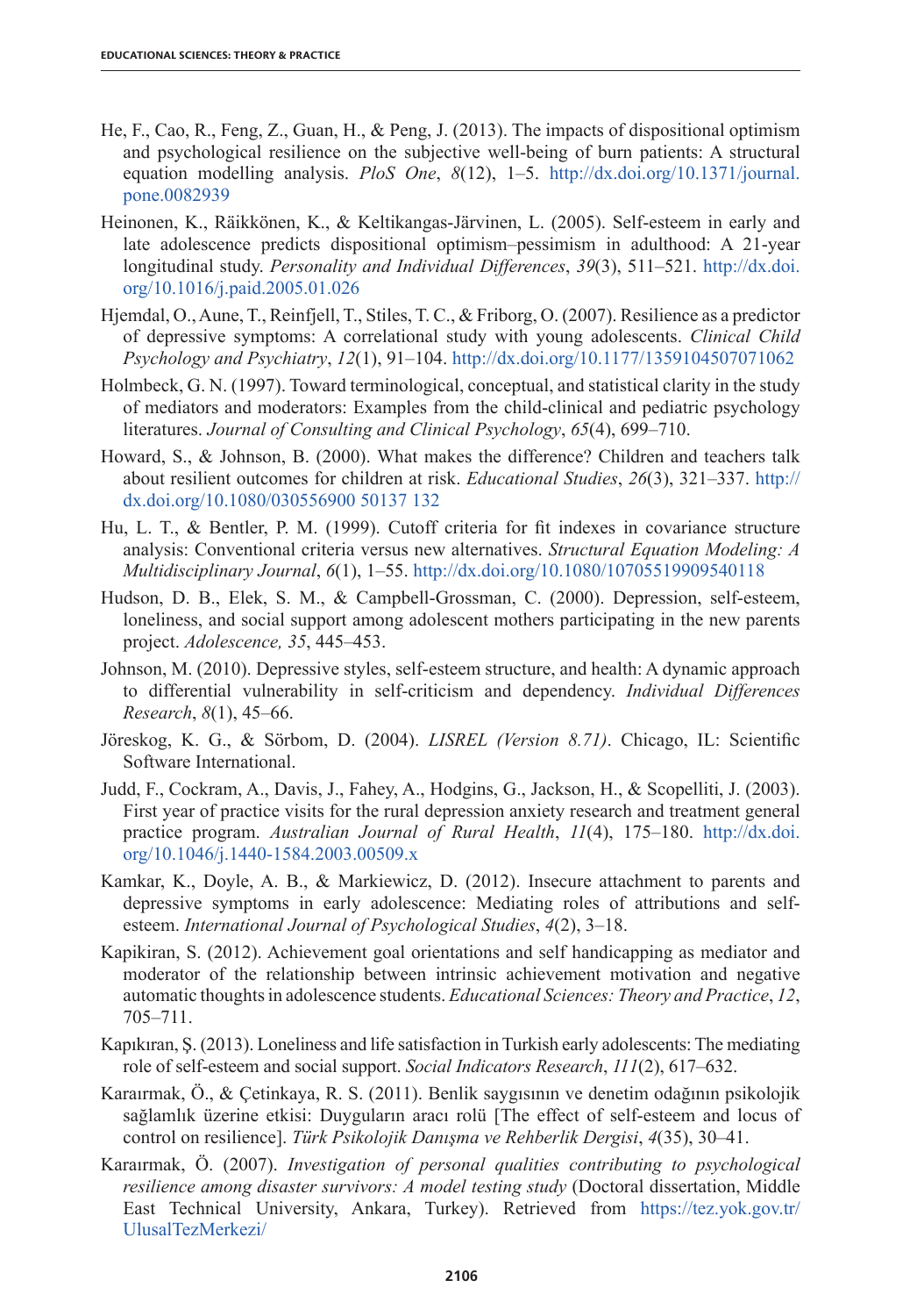He, F., Cao, R., Feng, Z., Guan, H., & Peng, J. (2013). The impacts of dispositional optimism and psychological resilience on the subjective well-being of burn patients: A structural equation modelling analysis. *PloS One*, *8*(12), 1–5. http://dx.doi.org/10.1371/journal.pone.0082939

Heinonen, K., Räikkönen, K., & Keltikangas-Järvinen, L. (2005). Self-esteem in early and late adolescence predicts dispositional optimism–pessimism in adulthood: A 21-year longitudinal study. *Personality and Individual Differences*, *39*(3), 511–521. http://dx.doi.org/10.1016/j.paid.2005.01.026

Hjemdal, O., Aune, T., Reinfjell, T., Stiles, T. C., & Friborg, O. (2007). Resilience as a predictor of depressive symptoms: A correlational study with young adolescents. *Clinical Child Psychology and Psychiatry*, *12*(1), 91–104. http://dx.doi.org/10.1177/1359104507071062

Holmbeck, G. N. (1997). Toward terminological, conceptual, and statistical clarity in the study of mediators and moderators: Examples from the child-clinical and pediatric psychology literatures. *Journal of Consulting and Clinical Psychology*, *65*(4), 699–710.

Howard, S., & Johnson, B. (2000). What makes the difference? Children and teachers talk about resilient outcomes for children at risk. *Educational Studies*, *26*(3), 321–337. http://dx.doi.org/10.1080/030556900 50137 132

Hu, L. T., & Bentler, P. M. (1999). Cutoff criteria for fit indexes in covariance structure analysis: Conventional criteria versus new alternatives. *Structural Equation Modeling: A Multidisciplinary Journal*, *6*(1), 1–55. http://dx.doi.org/10.1080/10705519909540118

Hudson, D. B., Elek, S. M., & Campbell-Grossman, C. (2000). Depression, self-esteem, loneliness, and social support among adolescent mothers participating in the new parents project. *Adolescence, 35*, 445–453.

Johnson, M. (2010). Depressive styles, self-esteem structure, and health: A dynamic approach to differential vulnerability in self-criticism and dependency. *Individual Differences Research*, *8*(1), 45–66.

Jöreskog, K. G., & Sörbom, D. (2004). *LISREL (Version 8.71)*. Chicago, IL: Scientific Software International.

Judd, F., Cockram, A., Davis, J., Fahey, A., Hodgins, G., Jackson, H., & Scopelliti, J. (2003). First year of practice visits for the rural depression anxiety research and treatment general practice program. *Australian Journal of Rural Health*, *11*(4), 175–180. http://dx.doi.org/10.1046/j.1440-1584.2003.00509.x

Kamkar, K., Doyle, A. B., & Markiewicz, D. (2012). Insecure attachment to parents and depressive symptoms in early adolescence: Mediating roles of attributions and self-esteem. *International Journal of Psychological Studies*, *4*(2), 3–18.

Kapikiran, S. (2012). Achievement goal orientations and self handicapping as mediator and moderator of the relationship between intrinsic achievement motivation and negative automatic thoughts in adolescence students. *Educational Sciences: Theory and Practice*, *12*, 705–711.

Kapıkıran, Ş. (2013). Loneliness and life satisfaction in Turkish early adolescents: The mediating role of self-esteem and social support. *Social Indicators Research*, *111*(2), 617–632.

Karaırmak, Ö., & Çetinkaya, R. S. (2011). Benlik saygısının ve denetim odağının psikolojik sağlamlık üzerine etkisi: Duyguların aracı rolü [The effect of self-esteem and locus of control on resilience]. *Türk Psikolojik Danışma ve Rehberlik Dergisi*, *4*(35), 30–41.

Karaırmak, Ö. (2007). *Investigation of personal qualities contributing to psychological resilience among disaster survivors: A model testing study* (Doctoral dissertation, Middle East Technical University, Ankara, Turkey). Retrieved from https://tez.yok.gov.tr/UlusalTezMerkezi/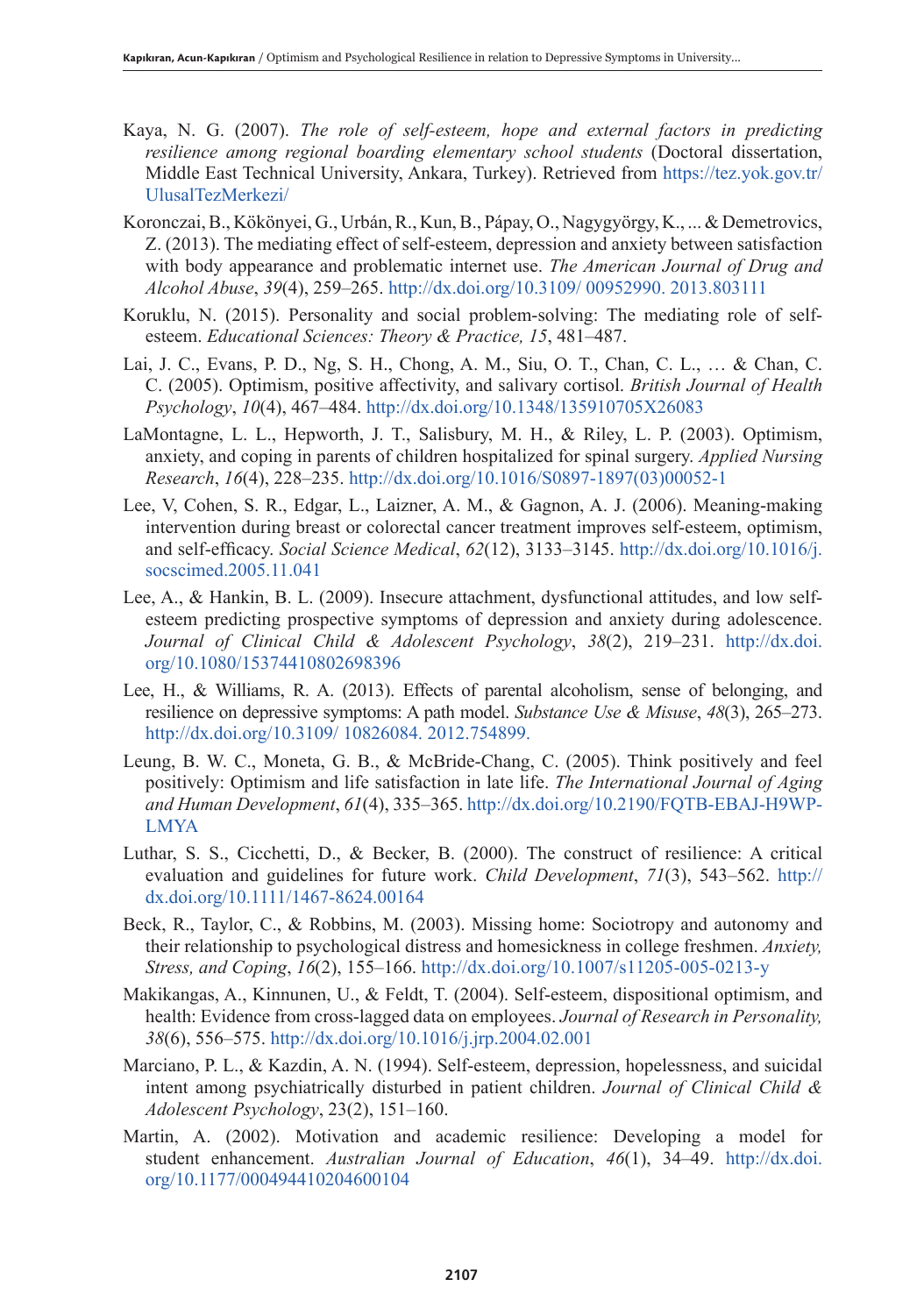Kaya, N. G. (2007). *The role of self-esteem, hope and external factors in predicting resilience among regional boarding elementary school students* (Doctoral dissertation, Middle East Technical University, Ankara, Turkey). Retrieved from https://tez.yok.gov.tr/UlusalTezMerkezi/

Koronczai, B., Kökönyei, G., Urbán, R., Kun, B., Pápay, O., Nagygyörgy, K., ... & Demetrovics, Z. (2013). The mediating effect of self-esteem, depression and anxiety between satisfaction with body appearance and problematic internet use. *The American Journal of Drug and Alcohol Abuse*, *39*(4), 259–265. http://dx.doi.org/10.3109/ 00952990. 2013.803111

Koruklu, N. (2015). Personality and social problem-solving: The mediating role of self-esteem. *Educational Sciences: Theory & Practice, 15*, 481–487.

Lai, J. C., Evans, P. D., Ng, S. H., Chong, A. M., Siu, O. T., Chan, C. L., … & Chan, C. C. (2005). Optimism, positive affectivity, and salivary cortisol. *British Journal of Health Psychology*, *10*(4), 467–484. http://dx.doi.org/10.1348/135910705X26083

LaMontagne, L. L., Hepworth, J. T., Salisbury, M. H., & Riley, L. P. (2003). Optimism, anxiety, and coping in parents of children hospitalized for spinal surgery. *Applied Nursing Research*, *16*(4), 228–235. http://dx.doi.org/10.1016/S0897-1897(03)00052-1

Lee, V, Cohen, S. R., Edgar, L., Laizner, A. M., & Gagnon, A. J. (2006). Meaning-making intervention during breast or colorectal cancer treatment improves self-esteem, optimism, and self-efficacy. *Social Science Medical*, *62*(12), 3133–3145. http://dx.doi.org/10.1016/j.socscimed.2005.11.041

Lee, A., & Hankin, B. L. (2009). Insecure attachment, dysfunctional attitudes, and low self-esteem predicting prospective symptoms of depression and anxiety during adolescence. *Journal of Clinical Child & Adolescent Psychology*, *38*(2), 219–231. http://dx.doi.org/10.1080/15374410802698396

Lee, H., & Williams, R. A. (2013). Effects of parental alcoholism, sense of belonging, and resilience on depressive symptoms: A path model. *Substance Use & Misuse*, *48*(3), 265–273. http://dx.doi.org/10.3109/ 10826084. 2012.754899.

Leung, B. W. C., Moneta, G. B., & McBride-Chang, C. (2005). Think positively and feel positively: Optimism and life satisfaction in late life. *The International Journal of Aging and Human Development*, *61*(4), 335–365. http://dx.doi.org/10.2190/FQTB-EBAJ-H9WP-LMYA

Luthar, S. S., Cicchetti, D., & Becker, B. (2000). The construct of resilience: A critical evaluation and guidelines for future work. *Child Development*, *71*(3), 543–562. http://dx.doi.org/10.1111/1467-8624.00164

Beck, R., Taylor, C., & Robbins, M. (2003). Missing home: Sociotropy and autonomy and their relationship to psychological distress and homesickness in college freshmen. *Anxiety, Stress, and Coping*, *16*(2), 155–166. http://dx.doi.org/10.1007/s11205-005-0213-y

Makikangas, A., Kinnunen, U., & Feldt, T. (2004). Self-esteem, dispositional optimism, and health: Evidence from cross-lagged data on employees. *Journal of Research in Personality, 38*(6), 556–575. http://dx.doi.org/10.1016/j.jrp.2004.02.001

Marciano, P. L., & Kazdin, A. N. (1994). Self-esteem, depression, hopelessness, and suicidal intent among psychiatrically disturbed in patient children. *Journal of Clinical Child & Adolescent Psychology*, 23(2), 151–160.

Martin, A. (2002). Motivation and academic resilience: Developing a model for student enhancement. *Australian Journal of Education*, *46*(1), 34–49. http://dx.doi.org/10.1177/000494410204600104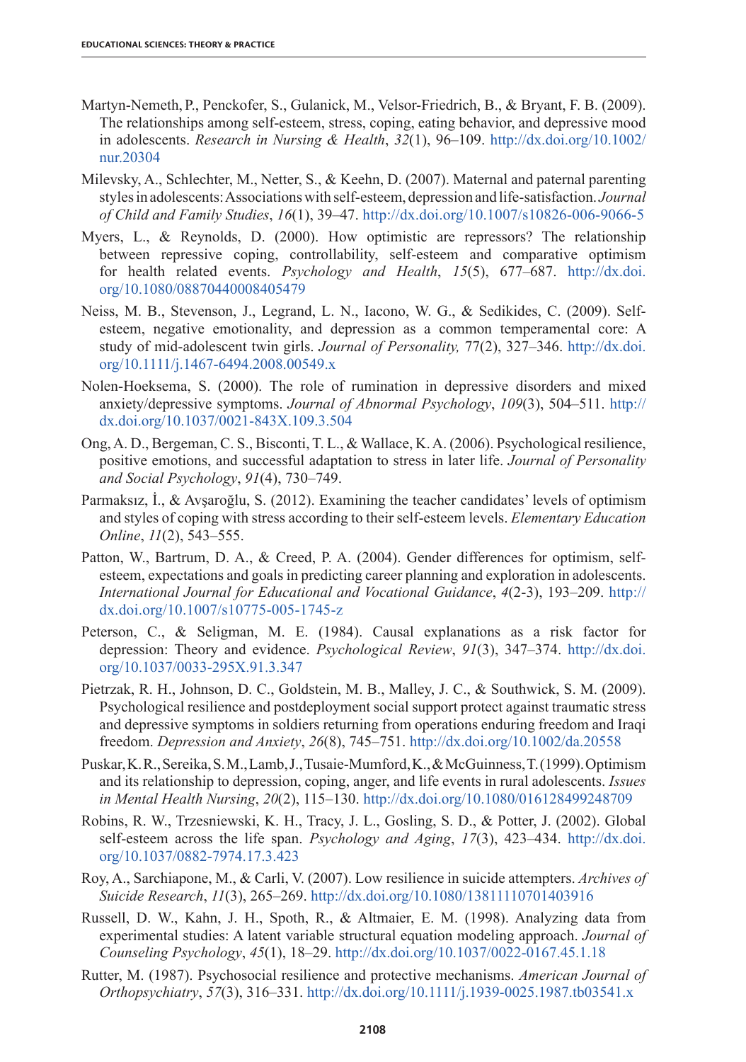Martyn-Nemeth, P., Penckofer, S., Gulanick, M., Velsor-Friedrich, B., & Bryant, F. B. (2009). The relationships among self-esteem, stress, coping, eating behavior, and depressive mood in adolescents. *Research in Nursing & Health*, *32*(1), 96–109. http://dx.doi.org/10.1002/nur.20304

Milevsky, A., Schlechter, M., Netter, S., & Keehn, D. (2007). Maternal and paternal parenting styles in adolescents: Associations with self-esteem, depression and life-satisfaction. *Journal of Child and Family Studies*, *16*(1), 39–47. http://dx.doi.org/10.1007/s10826-006-9066-5

Myers, L., & Reynolds, D. (2000). How optimistic are repressors? The relationship between repressive coping, controllability, self-esteem and comparative optimism for health related events. *Psychology and Health*, *15*(5), 677–687. http://dx.doi.org/10.1080/08870440008405479

Neiss, M. B., Stevenson, J., Legrand, L. N., Iacono, W. G., & Sedikides, C. (2009). Self-esteem, negative emotionality, and depression as a common temperamental core: A study of mid-adolescent twin girls. *Journal of Personality,* 77(2), 327–346. http://dx.doi.org/10.1111/j.1467-6494.2008.00549.x

Nolen-Hoeksema, S. (2000). The role of rumination in depressive disorders and mixed anxiety/depressive symptoms. *Journal of Abnormal Psychology*, *109*(3), 504–511. http://dx.doi.org/10.1037/0021-843X.109.3.504

Ong, A. D., Bergeman, C. S., Bisconti, T. L., & Wallace, K. A. (2006). Psychological resilience, positive emotions, and successful adaptation to stress in later life. *Journal of Personality and Social Psychology*, *91*(4), 730–749.

Parmaksız, İ., & Avşaroğlu, S. (2012). Examining the teacher candidates' levels of optimism and styles of coping with stress according to their self-esteem levels. *Elementary Education Online*, *11*(2), 543–555.

Patton, W., Bartrum, D. A., & Creed, P. A. (2004). Gender differences for optimism, self-esteem, expectations and goals in predicting career planning and exploration in adolescents. *International Journal for Educational and Vocational Guidance*, *4*(2-3), 193–209. http://dx.doi.org/10.1007/s10775-005-1745-z

Peterson, C., & Seligman, M. E. (1984). Causal explanations as a risk factor for depression: Theory and evidence. *Psychological Review*, *91*(3), 347–374. http://dx.doi.org/10.1037/0033-295X.91.3.347

Pietrzak, R. H., Johnson, D. C., Goldstein, M. B., Malley, J. C., & Southwick, S. M. (2009). Psychological resilience and postdeployment social support protect against traumatic stress and depressive symptoms in soldiers returning from operations enduring freedom and Iraqi freedom. *Depression and Anxiety*, *26*(8), 745–751. http://dx.doi.org/10.1002/da.20558

Puskar, K. R., Sereika, S. M., Lamb, J., Tusaie-Mumford, K., & McGuinness, T. (1999). Optimism and its relationship to depression, coping, anger, and life events in rural adolescents. *Issues in Mental Health Nursing*, *20*(2), 115–130. http://dx.doi.org/10.1080/016128499248709

Robins, R. W., Trzesniewski, K. H., Tracy, J. L., Gosling, S. D., & Potter, J. (2002). Global self-esteem across the life span. *Psychology and Aging*, *17*(3), 423–434. http://dx.doi.org/10.1037/0882-7974.17.3.423

Roy, A., Sarchiapone, M., & Carli, V. (2007). Low resilience in suicide attempters. *Archives of Suicide Research*, *11*(3), 265–269. http://dx.doi.org/10.1080/13811110701403916

Russell, D. W., Kahn, J. H., Spoth, R., & Altmaier, E. M. (1998). Analyzing data from experimental studies: A latent variable structural equation modeling approach. *Journal of Counseling Psychology*, *45*(1), 18–29. http://dx.doi.org/10.1037/0022-0167.45.1.18

Rutter, M. (1987). Psychosocial resilience and protective mechanisms. *American Journal of Orthopsychiatry*, *57*(3), 316–331. http://dx.doi.org/10.1111/j.1939-0025.1987.tb03541.x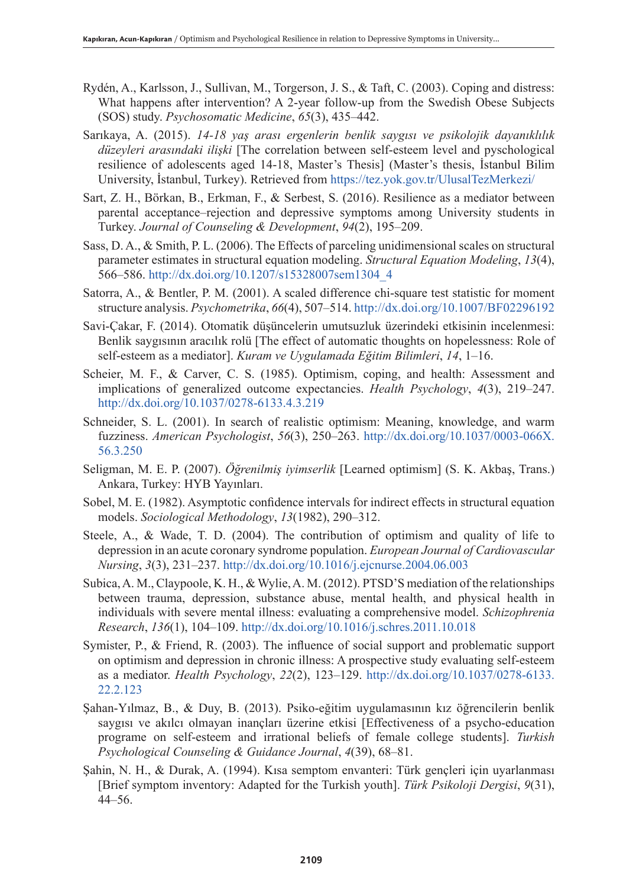Rydén, A., Karlsson, J., Sullivan, M., Torgerson, J. S., & Taft, C. (2003). Coping and distress: What happens after intervention? A 2-year follow-up from the Swedish Obese Subjects (SOS) study. *Psychosomatic Medicine*, *65*(3), 435–442.

Sarıkaya, A. (2015). *14-18 yaş arası ergenlerin benlik saygısı ve psikolojik dayanıklılık düzeyleri arasındaki ilişki* [The correlation between self-esteem level and pyschological resilience of adolescents aged 14-18, Master's Thesis] (Master's thesis, İstanbul Bilim University, İstanbul, Turkey). Retrieved from https://tez.yok.gov.tr/UlusalTezMerkezi/

Sart, Z. H., Börkan, B., Erkman, F., & Serbest, S. (2016). Resilience as a mediator between parental acceptance–rejection and depressive symptoms among University students in Turkey. *Journal of Counseling & Development*, *94*(2), 195–209.

Sass, D. A., & Smith, P. L. (2006). The Effects of parceling unidimensional scales on structural parameter estimates in structural equation modeling. *Structural Equation Modeling*, *13*(4), 566–586. http://dx.doi.org/10.1207/s15328007sem1304_4

Satorra, A., & Bentler, P. M. (2001). A scaled difference chi-square test statistic for moment structure analysis. *Psychometrika*, *66*(4), 507–514. http://dx.doi.org/10.1007/BF02296192

Savi-Çakar, F. (2014). Otomatik düşüncelerin umutsuzluk üzerindeki etkisinin incelenmesi: Benlik saygısının aracılık rolü [The effect of automatic thoughts on hopelessness: Role of self-esteem as a mediator]. *Kuram ve Uygulamada Eğitim Bilimleri*, *14*, 1–16.

Scheier, M. F., & Carver, C. S. (1985). Optimism, coping, and health: Assessment and implications of generalized outcome expectancies. *Health Psychology*, *4*(3), 219–247. http://dx.doi.org/10.1037/0278-6133.4.3.219

Schneider, S. L. (2001). In search of realistic optimism: Meaning, knowledge, and warm fuzziness. *American Psychologist*, *56*(3), 250–263. http://dx.doi.org/10.1037/0003-066X.56.3.250

Seligman, M. E. P. (2007). *Öğrenilmiş iyimserlik* [Learned optimism] (S. K. Akbaş, Trans.) Ankara, Turkey: HYB Yayınları.

Sobel, M. E. (1982). Asymptotic confidence intervals for indirect effects in structural equation models. *Sociological Methodology*, *13*(1982), 290–312.

Steele, A., & Wade, T. D. (2004). The contribution of optimism and quality of life to depression in an acute coronary syndrome population. *European Journal of Cardiovascular Nursing*, *3*(3), 231–237. http://dx.doi.org/10.1016/j.ejcnurse.2004.06.003

Subica, A. M., Claypoole, K. H., & Wylie, A. M. (2012). PTSD'S mediation of the relationships between trauma, depression, substance abuse, mental health, and physical health in individuals with severe mental illness: evaluating a comprehensive model. *Schizophrenia Research*, *136*(1), 104–109. http://dx.doi.org/10.1016/j.schres.2011.10.018

Symister, P., & Friend, R. (2003). The influence of social support and problematic support on optimism and depression in chronic illness: A prospective study evaluating self-esteem as a mediator. *Health Psychology*, *22*(2), 123–129. http://dx.doi.org/10.1037/0278-6133.22.2.123

Şahan-Yılmaz, B., & Duy, B. (2013). Psiko-eğitim uygulamasının kız öğrencilerin benlik saygısı ve akılcı olmayan inançları üzerine etkisi [Effectiveness of a psycho-education programe on self-esteem and irrational beliefs of female college students]. *Turkish Psychological Counseling & Guidance Journal*, *4*(39), 68–81.

Şahin, N. H., & Durak, A. (1994). Kısa semptom envanteri: Türk gençleri için uyarlanması [Brief symptom inventory: Adapted for the Turkish youth]. *Türk Psikoloji Dergisi*, *9*(31), 44–56.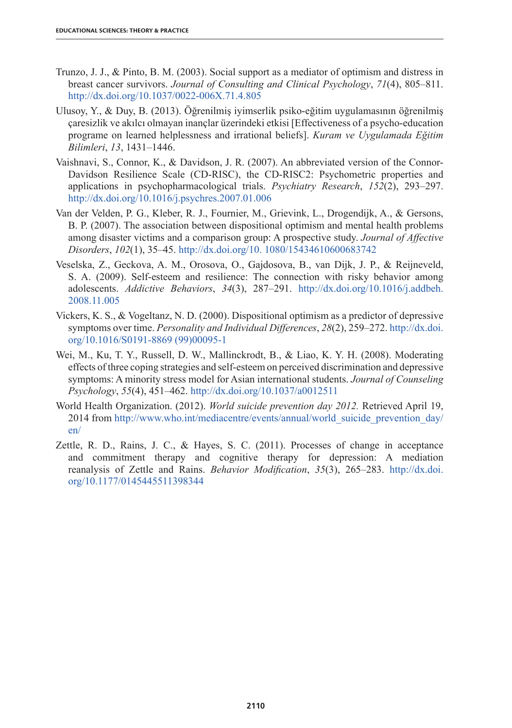Trunzo, J. J., & Pinto, B. M. (2003). Social support as a mediator of optimism and distress in breast cancer survivors. *Journal of Consulting and Clinical Psychology*, *71*(4), 805–811. http://dx.doi.org/10.1037/0022-006X.71.4.805

Ulusoy, Y., & Duy, B. (2013). Öğrenilmiş iyimserlik psiko-eğitim uygulamasının öğrenilmiş çaresizlik ve akılcı olmayan inançlar üzerindeki etkisi [Effectiveness of a psycho-education programe on learned helplessness and irrational beliefs]. *Kuram ve Uygulamada Eğitim Bilimleri*, *13*, 1431–1446.

Vaishnavi, S., Connor, K., & Davidson, J. R. (2007). An abbreviated version of the Connor-Davidson Resilience Scale (CD-RISC), the CD-RISC2: Psychometric properties and applications in psychopharmacological trials. *Psychiatry Research*, *152*(2), 293–297. http://dx.doi.org/10.1016/j.psychres.2007.01.006

Van der Velden, P. G., Kleber, R. J., Fournier, M., Grievink, L., Drogendijk, A., & Gersons, B. P. (2007). The association between dispositional optimism and mental health problems among disaster victims and a comparison group: A prospective study. *Journal of Affective Disorders*, *102*(1), 35–45. http://dx.doi.org/10. 1080/15434610600683742

Veselska, Z., Geckova, A. M., Orosova, O., Gajdosova, B., van Dijk, J. P., & Reijneveld, S. A. (2009). Self-esteem and resilience: The connection with risky behavior among adolescents. *Addictive Behaviors*, *34*(3), 287–291. http://dx.doi.org/10.1016/j.addbeh.2008.11.005

Vickers, K. S., & Vogeltanz, N. D. (2000). Dispositional optimism as a predictor of depressive symptoms over time. *Personality and Individual Differences*, *28*(2), 259–272. http://dx.doi.org/10.1016/S0191-8869 (99)00095-1

Wei, M., Ku, T. Y., Russell, D. W., Mallinckrodt, B., & Liao, K. Y. H. (2008). Moderating effects of three coping strategies and self-esteem on perceived discrimination and depressive symptoms: A minority stress model for Asian international students. *Journal of Counseling Psychology*, *55*(4), 451–462. http://dx.doi.org/10.1037/a0012511

World Health Organization. (2012). *World suicide prevention day 2012.* Retrieved April 19, 2014 from http://www.who.int/mediacentre/events/annual/world_suicide_prevention_day/en/

Zettle, R. D., Rains, J. C., & Hayes, S. C. (2011). Processes of change in acceptance and commitment therapy and cognitive therapy for depression: A mediation reanalysis of Zettle and Rains. *Behavior Modification*, *35*(3), 265–283. http://dx.doi.org/10.1177/0145445511398344